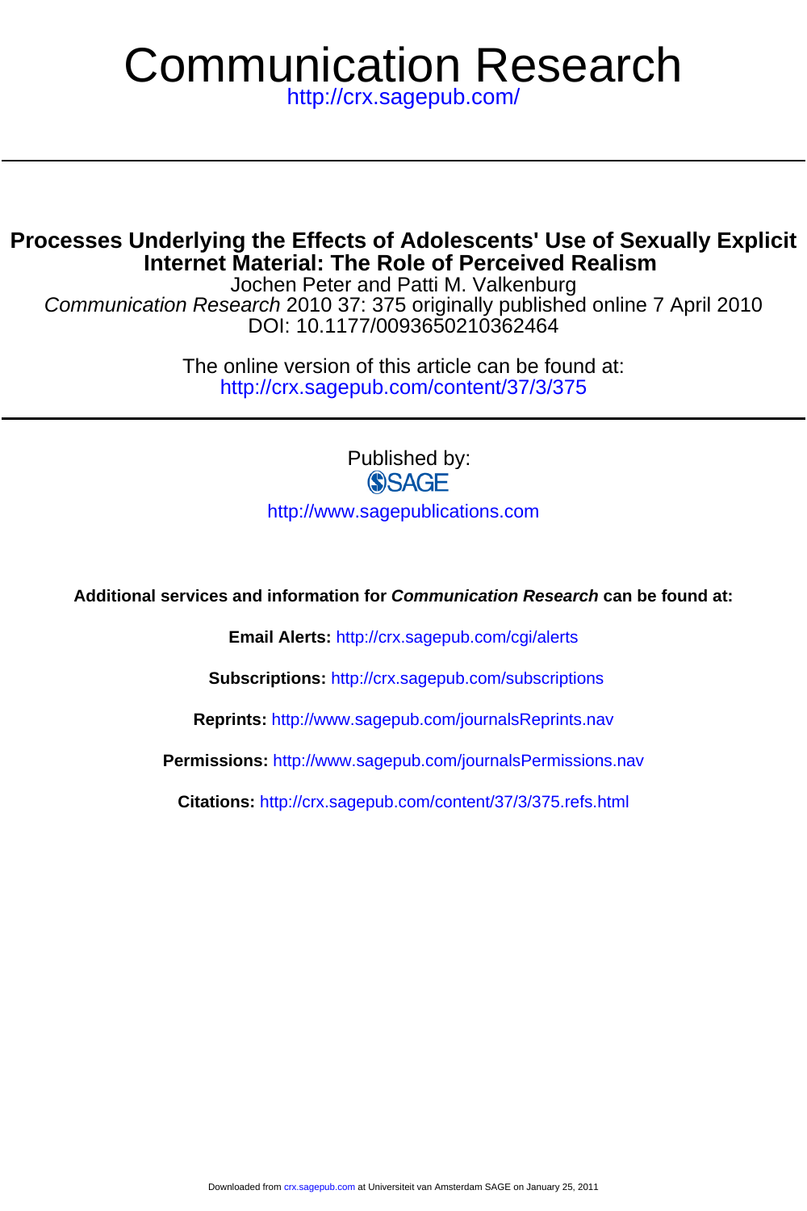# Communication Research

http://crx.sagepub.com/

## Processes Underlying the Effects of Adolescents' Use of Sexually Explicit Internet Material: The Role of Perceived Realism

Jochen Peter and Patti M. Valkenburg

*Communication Research* 2010 37: 375 originally published online 7 April 2010

DOI: 10.1177/0093650210362464

The online version of this article can be found at:

http://crx.sagepub.com/content/37/3/375

Published by:

SAGE

http://www.sagepublications.com

**Additional services and information for *Communication Research* can be found at:**

**Email Alerts:** http://crx.sagepub.com/cgi/alerts

**Subscriptions:** http://crx.sagepub.com/subscriptions

**Reprints:** http://www.sagepub.com/journalsReprints.nav

**Permissions:** http://www.sagepub.com/journalsPermissions.nav

**Citations:** http://crx.sagepub.com/content/37/3/375.refs.html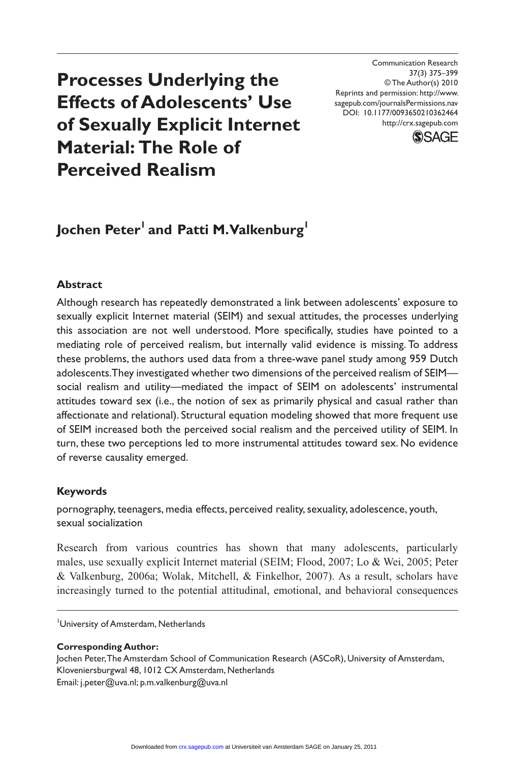# Processes Underlying the Effects of Adolescents' Use of Sexually Explicit Internet Material: The Role of Perceived Realism

**Jochen Peter[1] and Patti M. Valkenburg[1]**

### Abstract

Although research has repeatedly demonstrated a link between adolescents' exposure to sexually explicit Internet material (SEIM) and sexual attitudes, the processes underlying this association are not well understood. More specifically, studies have pointed to a mediating role of perceived realism, but internally valid evidence is missing. To address these problems, the authors used data from a three-wave panel study among 959 Dutch adolescents. They investigated whether two dimensions of the perceived realism of SEIM—social realism and utility—mediated the impact of SEIM on adolescents' instrumental attitudes toward sex (i.e., the notion of sex as primarily physical and casual rather than affectionate and relational). Structural equation modeling showed that more frequent use of SEIM increased both the perceived social realism and the perceived utility of SEIM. In turn, these two perceptions led to more instrumental attitudes toward sex. No evidence of reverse causality emerged.

### Keywords

pornography, teenagers, media effects, perceived reality, sexuality, adolescence, youth, sexual socialization

Research from various countries has shown that many adolescents, particularly males, use sexually explicit Internet material (SEIM; Flood, 2007; Lo & Wei, 2005; Peter & Valkenburg, 2006a; Wolak, Mitchell, & Finkelhor, 2007). As a result, scholars have increasingly turned to the potential attitudinal, emotional, and behavioral consequences

[1]University of Amsterdam, Netherlands

**Corresponding Author:**
Jochen Peter, The Amsterdam School of Communication Research (ASCoR), University of Amsterdam, Kloveniersburgwal 48, 1012 CX Amsterdam, Netherlands
Email: j.peter@uva.nl; p.m.valkenburg@uva.nl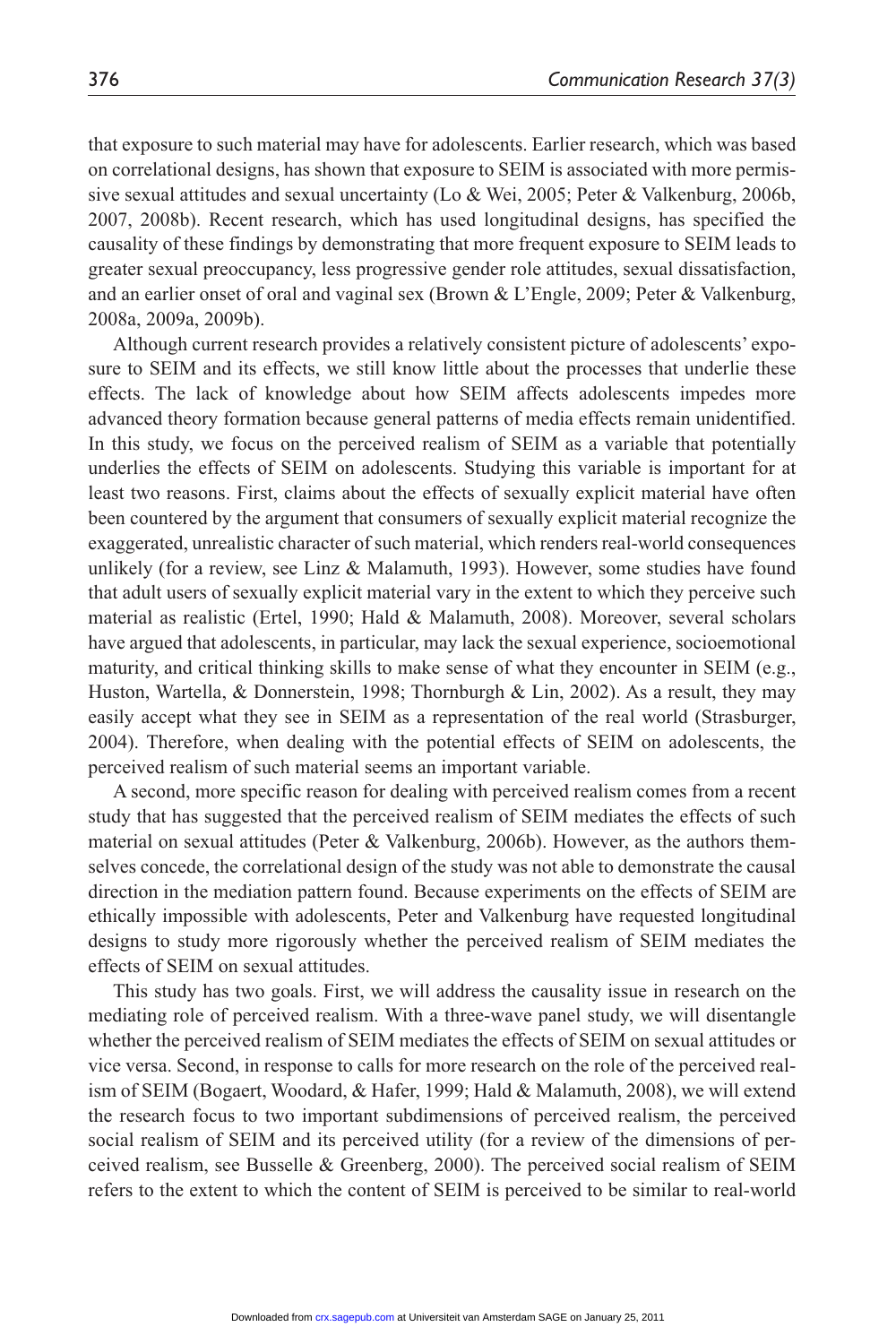that exposure to such material may have for adolescents. Earlier research, which was based on correlational designs, has shown that exposure to SEIM is associated with more permissive sexual attitudes and sexual uncertainty (Lo & Wei, 2005; Peter & Valkenburg, 2006b, 2007, 2008b). Recent research, which has used longitudinal designs, has specified the causality of these findings by demonstrating that more frequent exposure to SEIM leads to greater sexual preoccupancy, less progressive gender role attitudes, sexual dissatisfaction, and an earlier onset of oral and vaginal sex (Brown & L'Engle, 2009; Peter & Valkenburg, 2008a, 2009a, 2009b).

Although current research provides a relatively consistent picture of adolescents' exposure to SEIM and its effects, we still know little about the processes that underlie these effects. The lack of knowledge about how SEIM affects adolescents impedes more advanced theory formation because general patterns of media effects remain unidentified. In this study, we focus on the perceived realism of SEIM as a variable that potentially underlies the effects of SEIM on adolescents. Studying this variable is important for at least two reasons. First, claims about the effects of sexually explicit material have often been countered by the argument that consumers of sexually explicit material recognize the exaggerated, unrealistic character of such material, which renders real-world consequences unlikely (for a review, see Linz & Malamuth, 1993). However, some studies have found that adult users of sexually explicit material vary in the extent to which they perceive such material as realistic (Ertel, 1990; Hald & Malamuth, 2008). Moreover, several scholars have argued that adolescents, in particular, may lack the sexual experience, socioemotional maturity, and critical thinking skills to make sense of what they encounter in SEIM (e.g., Huston, Wartella, & Donnerstein, 1998; Thornburgh & Lin, 2002). As a result, they may easily accept what they see in SEIM as a representation of the real world (Strasburger, 2004). Therefore, when dealing with the potential effects of SEIM on adolescents, the perceived realism of such material seems an important variable.

A second, more specific reason for dealing with perceived realism comes from a recent study that has suggested that the perceived realism of SEIM mediates the effects of such material on sexual attitudes (Peter & Valkenburg, 2006b). However, as the authors themselves concede, the correlational design of the study was not able to demonstrate the causal direction in the mediation pattern found. Because experiments on the effects of SEIM are ethically impossible with adolescents, Peter and Valkenburg have requested longitudinal designs to study more rigorously whether the perceived realism of SEIM mediates the effects of SEIM on sexual attitudes.

This study has two goals. First, we will address the causality issue in research on the mediating role of perceived realism. With a three-wave panel study, we will disentangle whether the perceived realism of SEIM mediates the effects of SEIM on sexual attitudes or vice versa. Second, in response to calls for more research on the role of the perceived realism of SEIM (Bogaert, Woodard, & Hafer, 1999; Hald & Malamuth, 2008), we will extend the research focus to two important subdimensions of perceived realism, the perceived social realism of SEIM and its perceived utility (for a review of the dimensions of perceived realism, see Busselle & Greenberg, 2000). The perceived social realism of SEIM refers to the extent to which the content of SEIM is perceived to be similar to real-world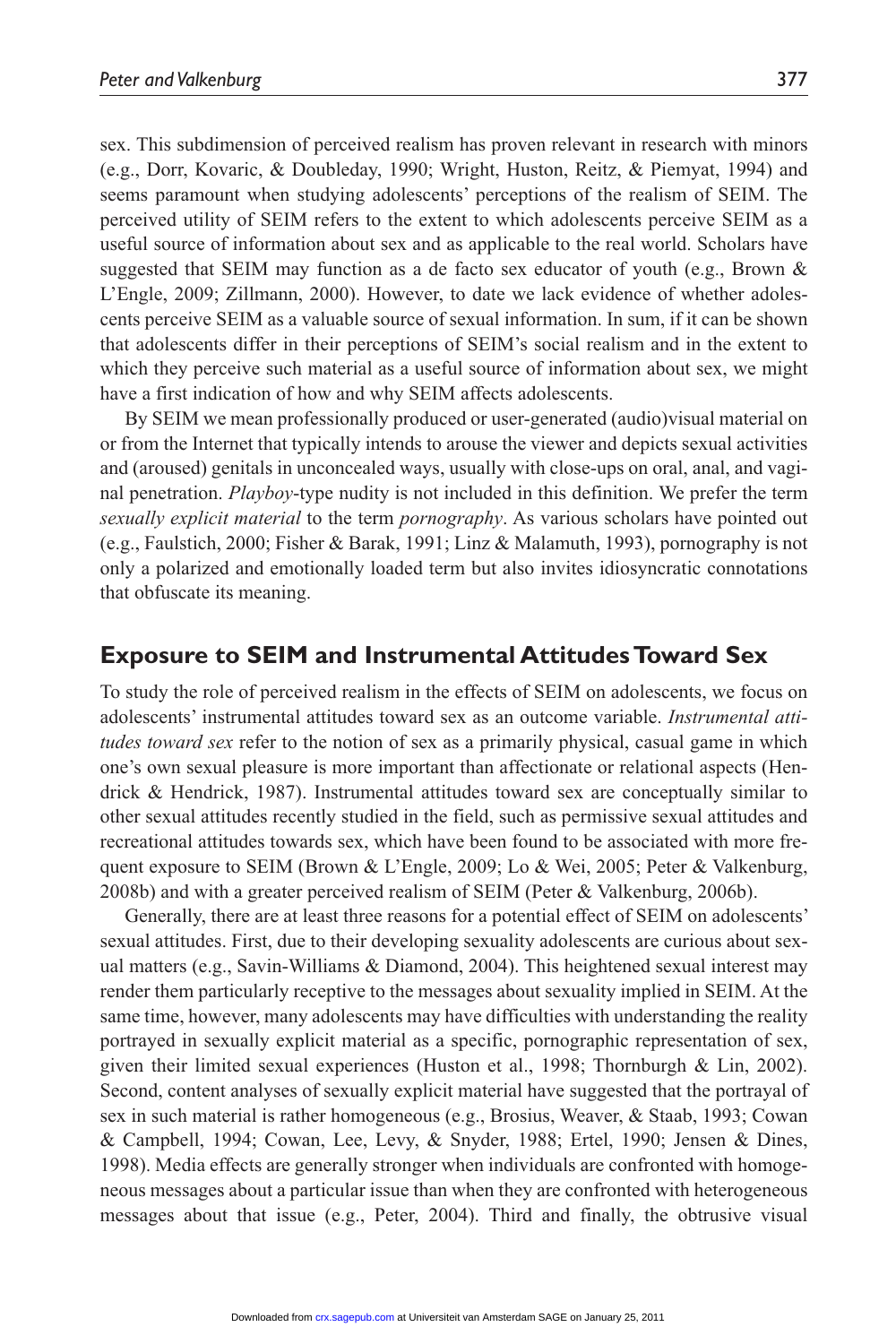sex. This subdimension of perceived realism has proven relevant in research with minors (e.g., Dorr, Kovaric, & Doubleday, 1990; Wright, Huston, Reitz, & Piemyat, 1994) and seems paramount when studying adolescents' perceptions of the realism of SEIM. The perceived utility of SEIM refers to the extent to which adolescents perceive SEIM as a useful source of information about sex and as applicable to the real world. Scholars have suggested that SEIM may function as a de facto sex educator of youth (e.g., Brown & L'Engle, 2009; Zillmann, 2000). However, to date we lack evidence of whether adolescents perceive SEIM as a valuable source of sexual information. In sum, if it can be shown that adolescents differ in their perceptions of SEIM's social realism and in the extent to which they perceive such material as a useful source of information about sex, we might have a first indication of how and why SEIM affects adolescents.

By SEIM we mean professionally produced or user-generated (audio)visual material on or from the Internet that typically intends to arouse the viewer and depicts sexual activities and (aroused) genitals in unconcealed ways, usually with close-ups on oral, anal, and vaginal penetration. *Playboy*-type nudity is not included in this definition. We prefer the term *sexually explicit material* to the term *pornography*. As various scholars have pointed out (e.g., Faulstich, 2000; Fisher & Barak, 1991; Linz & Malamuth, 1993), pornography is not only a polarized and emotionally loaded term but also invites idiosyncratic connotations that obfuscate its meaning.

## Exposure to SEIM and Instrumental Attitudes Toward Sex

To study the role of perceived realism in the effects of SEIM on adolescents, we focus on adolescents' instrumental attitudes toward sex as an outcome variable. *Instrumental attitudes toward sex* refer to the notion of sex as a primarily physical, casual game in which one's own sexual pleasure is more important than affectionate or relational aspects (Hendrick & Hendrick, 1987). Instrumental attitudes toward sex are conceptually similar to other sexual attitudes recently studied in the field, such as permissive sexual attitudes and recreational attitudes towards sex, which have been found to be associated with more frequent exposure to SEIM (Brown & L'Engle, 2009; Lo & Wei, 2005; Peter & Valkenburg, 2008b) and with a greater perceived realism of SEIM (Peter & Valkenburg, 2006b).

Generally, there are at least three reasons for a potential effect of SEIM on adolescents' sexual attitudes. First, due to their developing sexuality adolescents are curious about sexual matters (e.g., Savin-Williams & Diamond, 2004). This heightened sexual interest may render them particularly receptive to the messages about sexuality implied in SEIM. At the same time, however, many adolescents may have difficulties with understanding the reality portrayed in sexually explicit material as a specific, pornographic representation of sex, given their limited sexual experiences (Huston et al., 1998; Thornburgh & Lin, 2002). Second, content analyses of sexually explicit material have suggested that the portrayal of sex in such material is rather homogeneous (e.g., Brosius, Weaver, & Staab, 1993; Cowan & Campbell, 1994; Cowan, Lee, Levy, & Snyder, 1988; Ertel, 1990; Jensen & Dines, 1998). Media effects are generally stronger when individuals are confronted with homogeneous messages about a particular issue than when they are confronted with heterogeneous messages about that issue (e.g., Peter, 2004). Third and finally, the obtrusive visual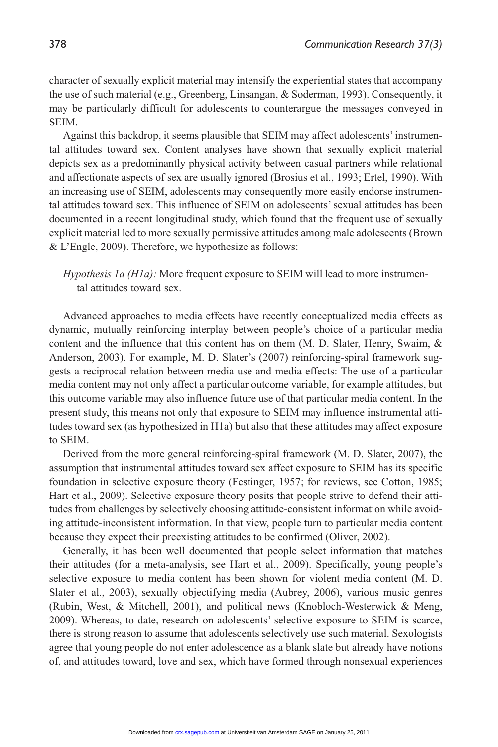character of sexually explicit material may intensify the experiential states that accompany the use of such material (e.g., Greenberg, Linsangan, & Soderman, 1993). Consequently, it may be particularly difficult for adolescents to counterargue the messages conveyed in SEIM.

Against this backdrop, it seems plausible that SEIM may affect adolescents' instrumental attitudes toward sex. Content analyses have shown that sexually explicit material depicts sex as a predominantly physical activity between casual partners while relational and affectionate aspects of sex are usually ignored (Brosius et al., 1993; Ertel, 1990). With an increasing use of SEIM, adolescents may consequently more easily endorse instrumental attitudes toward sex. This influence of SEIM on adolescents' sexual attitudes has been documented in a recent longitudinal study, which found that the frequent use of sexually explicit material led to more sexually permissive attitudes among male adolescents (Brown & L'Engle, 2009). Therefore, we hypothesize as follows:

*Hypothesis 1a (H1a):* More frequent exposure to SEIM will lead to more instrumental attitudes toward sex.

Advanced approaches to media effects have recently conceptualized media effects as dynamic, mutually reinforcing interplay between people's choice of a particular media content and the influence that this content has on them (M. D. Slater, Henry, Swaim, & Anderson, 2003). For example, M. D. Slater's (2007) reinforcing-spiral framework suggests a reciprocal relation between media use and media effects: The use of a particular media content may not only affect a particular outcome variable, for example attitudes, but this outcome variable may also influence future use of that particular media content. In the present study, this means not only that exposure to SEIM may influence instrumental attitudes toward sex (as hypothesized in H1a) but also that these attitudes may affect exposure to SEIM.

Derived from the more general reinforcing-spiral framework (M. D. Slater, 2007), the assumption that instrumental attitudes toward sex affect exposure to SEIM has its specific foundation in selective exposure theory (Festinger, 1957; for reviews, see Cotton, 1985; Hart et al., 2009). Selective exposure theory posits that people strive to defend their attitudes from challenges by selectively choosing attitude-consistent information while avoiding attitude-inconsistent information. In that view, people turn to particular media content because they expect their preexisting attitudes to be confirmed (Oliver, 2002).

Generally, it has been well documented that people select information that matches their attitudes (for a meta-analysis, see Hart et al., 2009). Specifically, young people's selective exposure to media content has been shown for violent media content (M. D. Slater et al., 2003), sexually objectifying media (Aubrey, 2006), various music genres (Rubin, West, & Mitchell, 2001), and political news (Knobloch-Westerwick & Meng, 2009). Whereas, to date, research on adolescents' selective exposure to SEIM is scarce, there is strong reason to assume that adolescents selectively use such material. Sexologists agree that young people do not enter adolescence as a blank slate but already have notions of, and attitudes toward, love and sex, which have formed through nonsexual experiences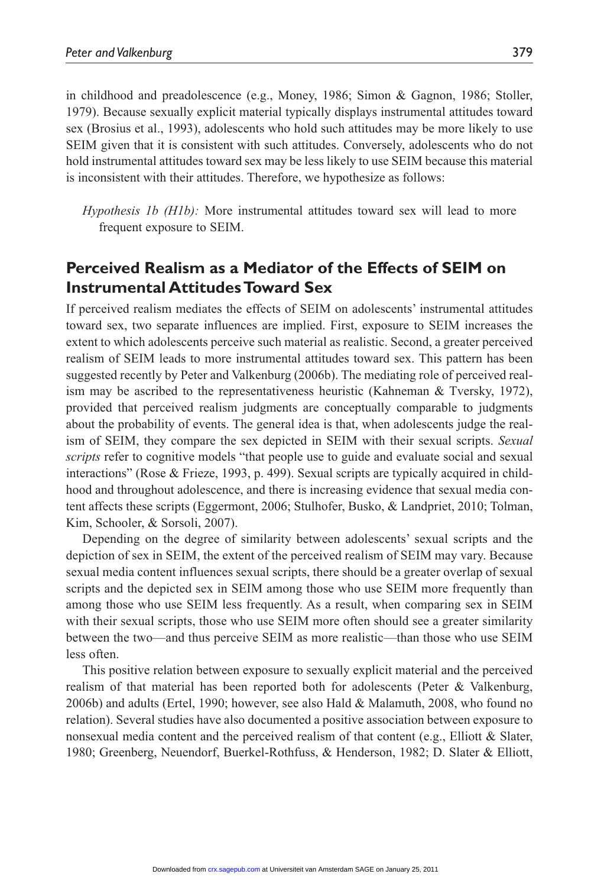in childhood and preadolescence (e.g., Money, 1986; Simon & Gagnon, 1986; Stoller, 1979). Because sexually explicit material typically displays instrumental attitudes toward sex (Brosius et al., 1993), adolescents who hold such attitudes may be more likely to use SEIM given that it is consistent with such attitudes. Conversely, adolescents who do not hold instrumental attitudes toward sex may be less likely to use SEIM because this material is inconsistent with their attitudes. Therefore, we hypothesize as follows:

> *Hypothesis 1b (H1b):* More instrumental attitudes toward sex will lead to more frequent exposure to SEIM.

## Perceived Realism as a Mediator of the Effects of SEIM on Instrumental Attitudes Toward Sex

If perceived realism mediates the effects of SEIM on adolescents' instrumental attitudes toward sex, two separate influences are implied. First, exposure to SEIM increases the extent to which adolescents perceive such material as realistic. Second, a greater perceived realism of SEIM leads to more instrumental attitudes toward sex. This pattern has been suggested recently by Peter and Valkenburg (2006b). The mediating role of perceived realism may be ascribed to the representativeness heuristic (Kahneman & Tversky, 1972), provided that perceived realism judgments are conceptually comparable to judgments about the probability of events. The general idea is that, when adolescents judge the realism of SEIM, they compare the sex depicted in SEIM with their sexual scripts. *Sexual scripts* refer to cognitive models "that people use to guide and evaluate social and sexual interactions" (Rose & Frieze, 1993, p. 499). Sexual scripts are typically acquired in childhood and throughout adolescence, and there is increasing evidence that sexual media content affects these scripts (Eggermont, 2006; Stulhofer, Busko, & Landpriet, 2010; Tolman, Kim, Schooler, & Sorsoli, 2007).

Depending on the degree of similarity between adolescents' sexual scripts and the depiction of sex in SEIM, the extent of the perceived realism of SEIM may vary. Because sexual media content influences sexual scripts, there should be a greater overlap of sexual scripts and the depicted sex in SEIM among those who use SEIM more frequently than among those who use SEIM less frequently. As a result, when comparing sex in SEIM with their sexual scripts, those who use SEIM more often should see a greater similarity between the two—and thus perceive SEIM as more realistic—than those who use SEIM less often.

This positive relation between exposure to sexually explicit material and the perceived realism of that material has been reported both for adolescents (Peter & Valkenburg, 2006b) and adults (Ertel, 1990; however, see also Hald & Malamuth, 2008, who found no relation). Several studies have also documented a positive association between exposure to nonsexual media content and the perceived realism of that content (e.g., Elliott & Slater, 1980; Greenberg, Neuendorf, Buerkel-Rothfuss, & Henderson, 1982; D. Slater & Elliott,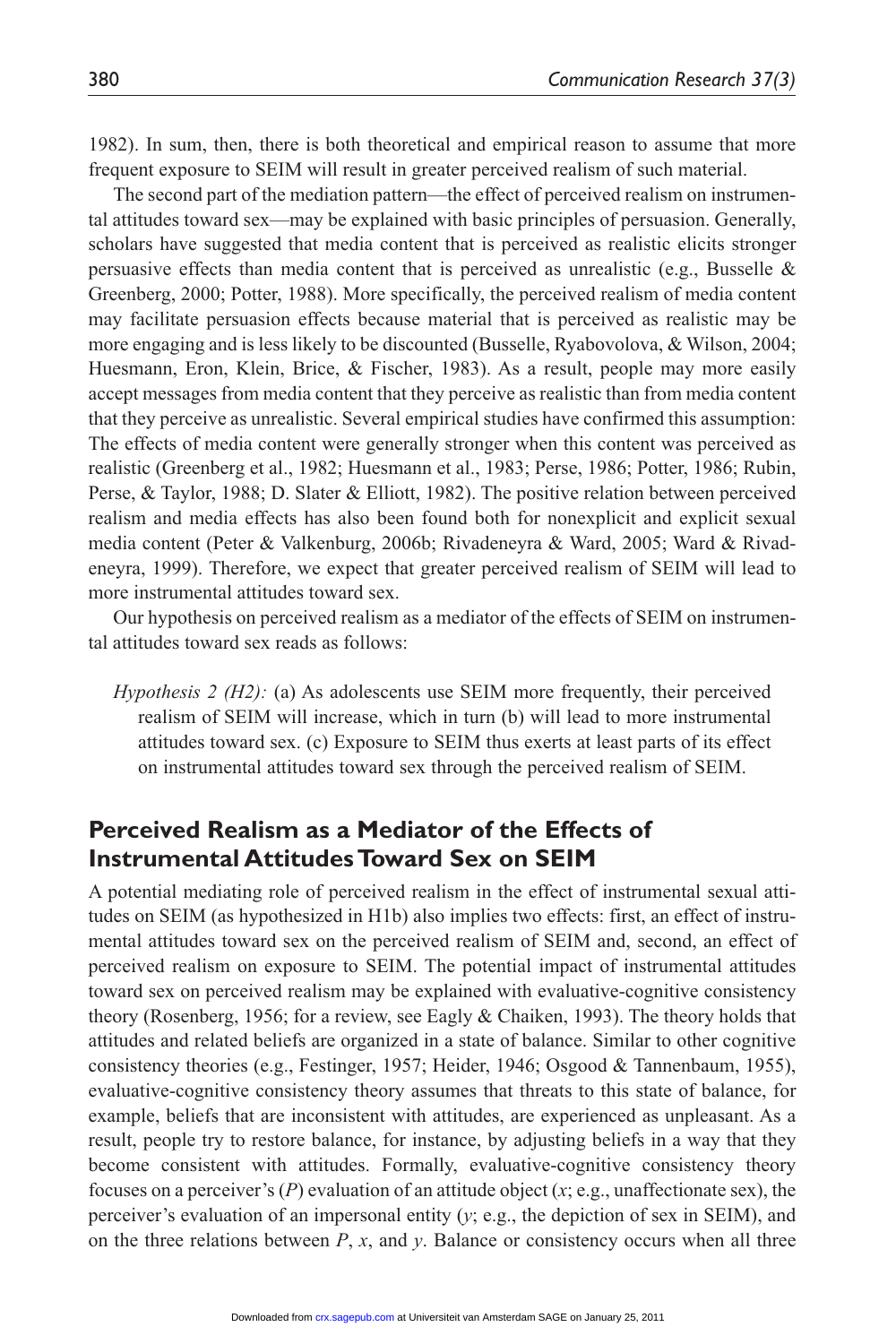1982). In sum, then, there is both theoretical and empirical reason to assume that more frequent exposure to SEIM will result in greater perceived realism of such material.

The second part of the mediation pattern—the effect of perceived realism on instrumental attitudes toward sex—may be explained with basic principles of persuasion. Generally, scholars have suggested that media content that is perceived as realistic elicits stronger persuasive effects than media content that is perceived as unrealistic (e.g., Busselle & Greenberg, 2000; Potter, 1988). More specifically, the perceived realism of media content may facilitate persuasion effects because material that is perceived as realistic may be more engaging and is less likely to be discounted (Busselle, Ryabovolova, & Wilson, 2004; Huesmann, Eron, Klein, Brice, & Fischer, 1983). As a result, people may more easily accept messages from media content that they perceive as realistic than from media content that they perceive as unrealistic. Several empirical studies have confirmed this assumption: The effects of media content were generally stronger when this content was perceived as realistic (Greenberg et al., 1982; Huesmann et al., 1983; Perse, 1986; Potter, 1986; Rubin, Perse, & Taylor, 1988; D. Slater & Elliott, 1982). The positive relation between perceived realism and media effects has also been found both for nonexplicit and explicit sexual media content (Peter & Valkenburg, 2006b; Rivadeneyra & Ward, 2005; Ward & Rivadeneyra, 1999). Therefore, we expect that greater perceived realism of SEIM will lead to more instrumental attitudes toward sex.

Our hypothesis on perceived realism as a mediator of the effects of SEIM on instrumental attitudes toward sex reads as follows:

> *Hypothesis 2 (H2):* (a) As adolescents use SEIM more frequently, their perceived realism of SEIM will increase, which in turn (b) will lead to more instrumental attitudes toward sex. (c) Exposure to SEIM thus exerts at least parts of its effect on instrumental attitudes toward sex through the perceived realism of SEIM.

## Perceived Realism as a Mediator of the Effects of Instrumental Attitudes Toward Sex on SEIM

A potential mediating role of perceived realism in the effect of instrumental sexual attitudes on SEIM (as hypothesized in H1b) also implies two effects: first, an effect of instrumental attitudes toward sex on the perceived realism of SEIM and, second, an effect of perceived realism on exposure to SEIM. The potential impact of instrumental attitudes toward sex on perceived realism may be explained with evaluative-cognitive consistency theory (Rosenberg, 1956; for a review, see Eagly & Chaiken, 1993). The theory holds that attitudes and related beliefs are organized in a state of balance. Similar to other cognitive consistency theories (e.g., Festinger, 1957; Heider, 1946; Osgood & Tannenbaum, 1955), evaluative-cognitive consistency theory assumes that threats to this state of balance, for example, beliefs that are inconsistent with attitudes, are experienced as unpleasant. As a result, people try to restore balance, for instance, by adjusting beliefs in a way that they become consistent with attitudes. Formally, evaluative-cognitive consistency theory focuses on a perceiver's ($P$) evaluation of an attitude object ($x$; e.g., unaffectionate sex), the perceiver's evaluation of an impersonal entity ($y$; e.g., the depiction of sex in SEIM), and on the three relations between $P$, $x$, and $y$. Balance or consistency occurs when all three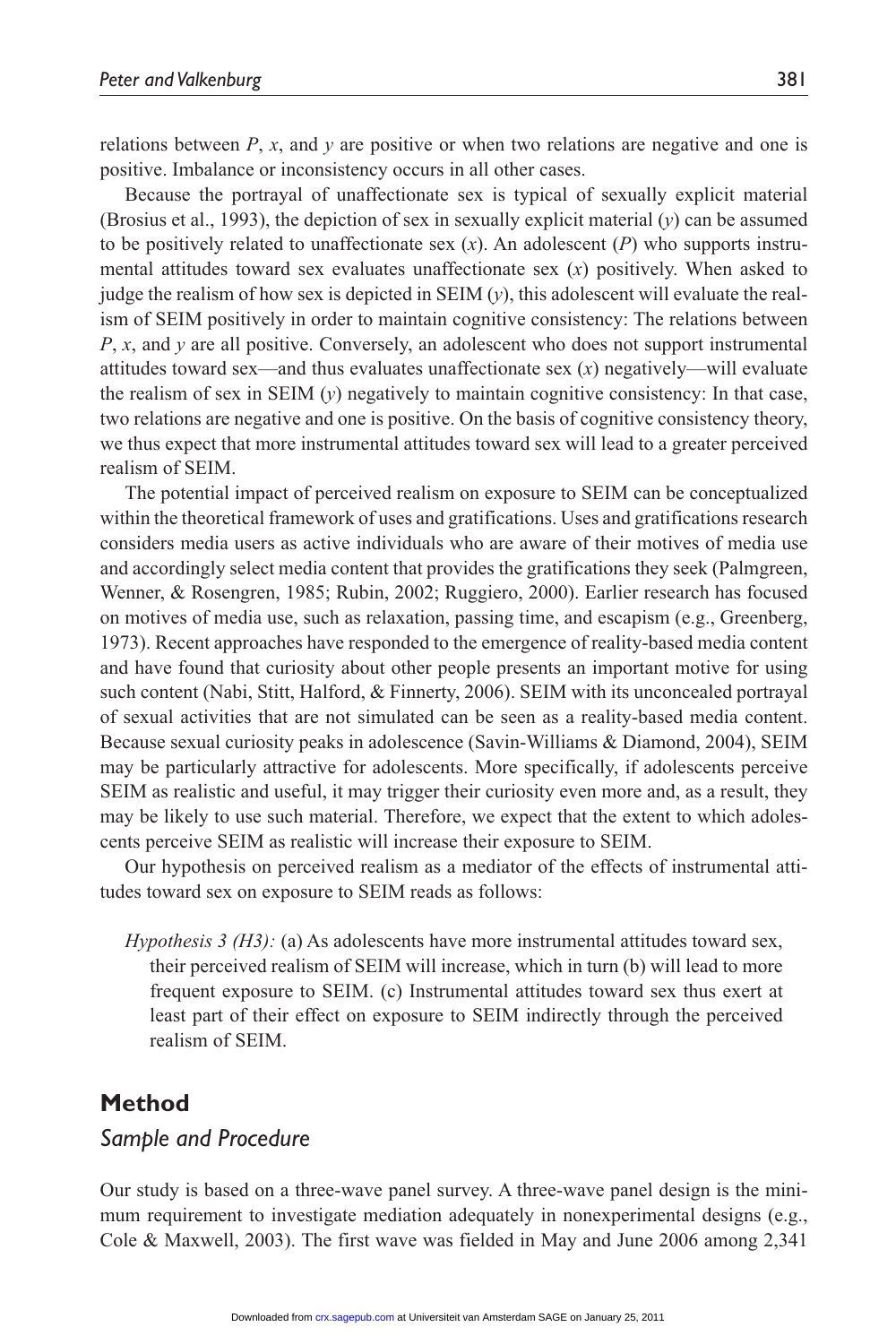relations between *P*, *x*, and *y* are positive or when two relations are negative and one is positive. Imbalance or inconsistency occurs in all other cases.

Because the portrayal of unaffectionate sex is typical of sexually explicit material (Brosius et al., 1993), the depiction of sex in sexually explicit material (*y*) can be assumed to be positively related to unaffectionate sex (*x*). An adolescent (*P*) who supports instrumental attitudes toward sex evaluates unaffectionate sex (*x*) positively. When asked to judge the realism of how sex is depicted in SEIM (*y*), this adolescent will evaluate the realism of SEIM positively in order to maintain cognitive consistency: The relations between *P*, *x*, and *y* are all positive. Conversely, an adolescent who does not support instrumental attitudes toward sex—and thus evaluates unaffectionate sex (*x*) negatively—will evaluate the realism of sex in SEIM (*y*) negatively to maintain cognitive consistency: In that case, two relations are negative and one is positive. On the basis of cognitive consistency theory, we thus expect that more instrumental attitudes toward sex will lead to a greater perceived realism of SEIM.

The potential impact of perceived realism on exposure to SEIM can be conceptualized within the theoretical framework of uses and gratifications. Uses and gratifications research considers media users as active individuals who are aware of their motives of media use and accordingly select media content that provides the gratifications they seek (Palmgreen, Wenner, & Rosengren, 1985; Rubin, 2002; Ruggiero, 2000). Earlier research has focused on motives of media use, such as relaxation, passing time, and escapism (e.g., Greenberg, 1973). Recent approaches have responded to the emergence of reality-based media content and have found that curiosity about other people presents an important motive for using such content (Nabi, Stitt, Halford, & Finnerty, 2006). SEIM with its unconcealed portrayal of sexual activities that are not simulated can be seen as a reality-based media content. Because sexual curiosity peaks in adolescence (Savin-Williams & Diamond, 2004), SEIM may be particularly attractive for adolescents. More specifically, if adolescents perceive SEIM as realistic and useful, it may trigger their curiosity even more and, as a result, they may be likely to use such material. Therefore, we expect that the extent to which adolescents perceive SEIM as realistic will increase their exposure to SEIM.

Our hypothesis on perceived realism as a mediator of the effects of instrumental attitudes toward sex on exposure to SEIM reads as follows:

> *Hypothesis 3 (H3):* (a) As adolescents have more instrumental attitudes toward sex, their perceived realism of SEIM will increase, which in turn (b) will lead to more frequent exposure to SEIM. (c) Instrumental attitudes toward sex thus exert at least part of their effect on exposure to SEIM indirectly through the perceived realism of SEIM.

## Method

### Sample and Procedure

Our study is based on a three-wave panel survey. A three-wave panel design is the minimum requirement to investigate mediation adequately in nonexperimental designs (e.g., Cole & Maxwell, 2003). The first wave was fielded in May and June 2006 among 2,341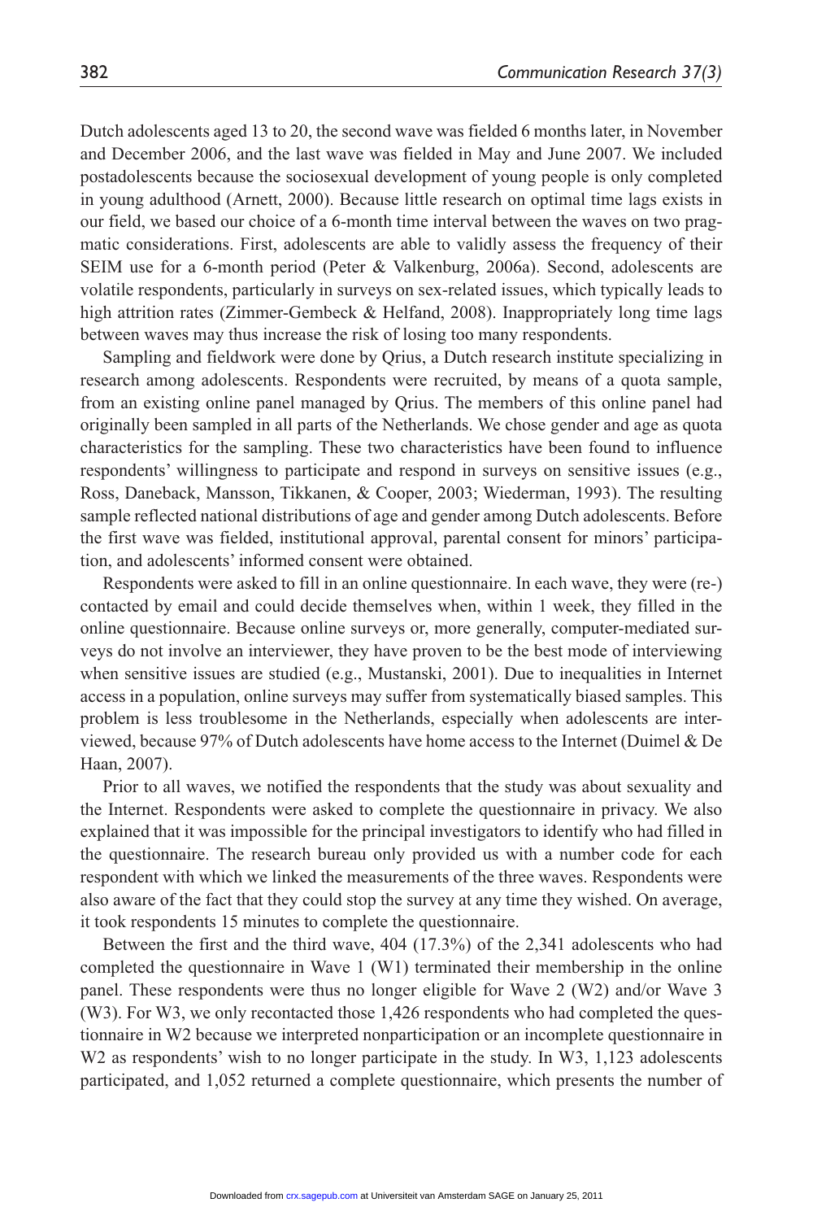Dutch adolescents aged 13 to 20, the second wave was fielded 6 months later, in November and December 2006, and the last wave was fielded in May and June 2007. We included postadolescents because the sociosexual development of young people is only completed in young adulthood (Arnett, 2000). Because little research on optimal time lags exists in our field, we based our choice of a 6-month time interval between the waves on two pragmatic considerations. First, adolescents are able to validly assess the frequency of their SEIM use for a 6-month period (Peter & Valkenburg, 2006a). Second, adolescents are volatile respondents, particularly in surveys on sex-related issues, which typically leads to high attrition rates (Zimmer-Gembeck & Helfand, 2008). Inappropriately long time lags between waves may thus increase the risk of losing too many respondents.

Sampling and fieldwork were done by Qrius, a Dutch research institute specializing in research among adolescents. Respondents were recruited, by means of a quota sample, from an existing online panel managed by Qrius. The members of this online panel had originally been sampled in all parts of the Netherlands. We chose gender and age as quota characteristics for the sampling. These two characteristics have been found to influence respondents' willingness to participate and respond in surveys on sensitive issues (e.g., Ross, Daneback, Mansson, Tikkanen, & Cooper, 2003; Wiederman, 1993). The resulting sample reflected national distributions of age and gender among Dutch adolescents. Before the first wave was fielded, institutional approval, parental consent for minors' participation, and adolescents' informed consent were obtained.

Respondents were asked to fill in an online questionnaire. In each wave, they were (re-) contacted by email and could decide themselves when, within 1 week, they filled in the online questionnaire. Because online surveys or, more generally, computer-mediated surveys do not involve an interviewer, they have proven to be the best mode of interviewing when sensitive issues are studied (e.g., Mustanski, 2001). Due to inequalities in Internet access in a population, online surveys may suffer from systematically biased samples. This problem is less troublesome in the Netherlands, especially when adolescents are interviewed, because 97% of Dutch adolescents have home access to the Internet (Duimel & De Haan, 2007).

Prior to all waves, we notified the respondents that the study was about sexuality and the Internet. Respondents were asked to complete the questionnaire in privacy. We also explained that it was impossible for the principal investigators to identify who had filled in the questionnaire. The research bureau only provided us with a number code for each respondent with which we linked the measurements of the three waves. Respondents were also aware of the fact that they could stop the survey at any time they wished. On average, it took respondents 15 minutes to complete the questionnaire.

Between the first and the third wave, 404 (17.3%) of the 2,341 adolescents who had completed the questionnaire in Wave 1 (W1) terminated their membership in the online panel. These respondents were thus no longer eligible for Wave 2 (W2) and/or Wave 3 (W3). For W3, we only recontacted those 1,426 respondents who had completed the questionnaire in W2 because we interpreted nonparticipation or an incomplete questionnaire in W2 as respondents' wish to no longer participate in the study. In W3, 1,123 adolescents participated, and 1,052 returned a complete questionnaire, which presents the number of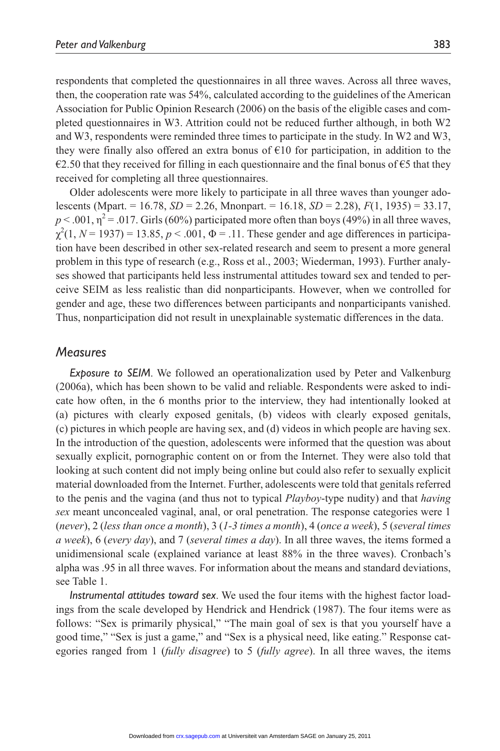respondents that completed the questionnaires in all three waves. Across all three waves, then, the cooperation rate was 54%, calculated according to the guidelines of the American Association for Public Opinion Research (2006) on the basis of the eligible cases and completed questionnaires in W3. Attrition could not be reduced further although, in both W2 and W3, respondents were reminded three times to participate in the study. In W2 and W3, they were finally also offered an extra bonus of €10 for participation, in addition to the €2.50 that they received for filling in each questionnaire and the final bonus of €5 that they received for completing all three questionnaires.

Older adolescents were more likely to participate in all three waves than younger adolescents (Mpart. = 16.78, *SD* = 2.26, Mnonpart. = 16.18, *SD* = 2.28), $F(1, 1935) = 33.17$, $p < .001$, $\eta^2 = .017$. Girls (60%) participated more often than boys (49%) in all three waves, $\chi^2(1, N = 1937) = 13.85$, $p < .001$, $\Phi = .11$. These gender and age differences in participation have been described in other sex-related research and seem to present a more general problem in this type of research (e.g., Ross et al., 2003; Wiederman, 1993). Further analyses showed that participants held less instrumental attitudes toward sex and tended to perceive SEIM as less realistic than did nonparticipants. However, when we controlled for gender and age, these two differences between participants and nonparticipants vanished. Thus, nonparticipation did not result in unexplainable systematic differences in the data.

## Measures

*Exposure to SEIM*. We followed an operationalization used by Peter and Valkenburg (2006a), which has been shown to be valid and reliable. Respondents were asked to indicate how often, in the 6 months prior to the interview, they had intentionally looked at (a) pictures with clearly exposed genitals, (b) videos with clearly exposed genitals, (c) pictures in which people are having sex, and (d) videos in which people are having sex. In the introduction of the question, adolescents were informed that the question was about sexually explicit, pornographic content on or from the Internet. They were also told that looking at such content did not imply being online but could also refer to sexually explicit material downloaded from the Internet. Further, adolescents were told that genitals referred to the penis and the vagina (and thus not to typical *Playboy*-type nudity) and that *having sex* meant unconcealed vaginal, anal, or oral penetration. The response categories were 1 (*never*), 2 (*less than once a month*), 3 (*1-3 times a month*), 4 (*once a week*), 5 (*several times a week*), 6 (*every day*), and 7 (*several times a day*). In all three waves, the items formed a unidimensional scale (explained variance at least 88% in the three waves). Cronbach's alpha was .95 in all three waves. For information about the means and standard deviations, see Table 1.

*Instrumental attitudes toward sex*. We used the four items with the highest factor loadings from the scale developed by Hendrick and Hendrick (1987). The four items were as follows: "Sex is primarily physical," "The main goal of sex is that you yourself have a good time," "Sex is just a game," and "Sex is a physical need, like eating." Response categories ranged from 1 (*fully disagree*) to 5 (*fully agree*). In all three waves, the items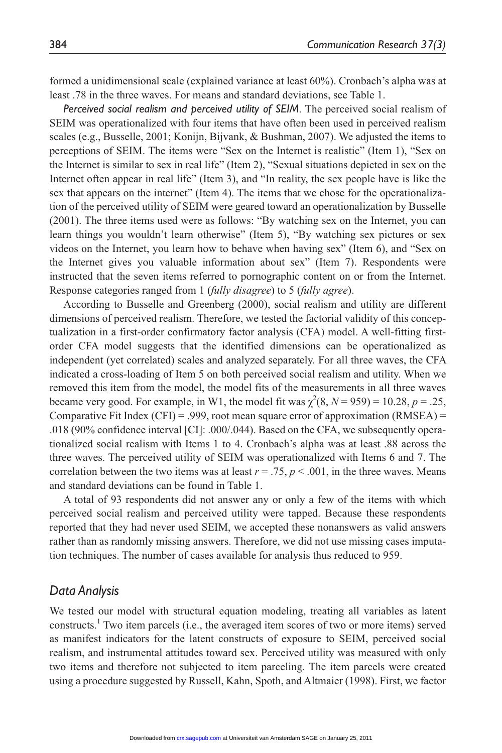formed a unidimensional scale (explained variance at least 60%). Cronbach's alpha was at least .78 in the three waves. For means and standard deviations, see Table 1.

*Perceived social realism and perceived utility of SEIM*. The perceived social realism of SEIM was operationalized with four items that have often been used in perceived realism scales (e.g., Busselle, 2001; Konijn, Bijvank, & Bushman, 2007). We adjusted the items to perceptions of SEIM. The items were "Sex on the Internet is realistic" (Item 1), "Sex on the Internet is similar to sex in real life" (Item 2), "Sexual situations depicted in sex on the Internet often appear in real life" (Item 3), and "In reality, the sex people have is like the sex that appears on the internet" (Item 4). The items that we chose for the operationalization of the perceived utility of SEIM were geared toward an operationalization by Busselle (2001). The three items used were as follows: "By watching sex on the Internet, you can learn things you wouldn't learn otherwise" (Item 5), "By watching sex pictures or sex videos on the Internet, you learn how to behave when having sex" (Item 6), and "Sex on the Internet gives you valuable information about sex" (Item 7). Respondents were instructed that the seven items referred to pornographic content on or from the Internet. Response categories ranged from 1 (*fully disagree*) to 5 (*fully agree*).

According to Busselle and Greenberg (2000), social realism and utility are different dimensions of perceived realism. Therefore, we tested the factorial validity of this conceptualization in a first-order confirmatory factor analysis (CFA) model. A well-fitting first-order CFA model suggests that the identified dimensions can be operationalized as independent (yet correlated) scales and analyzed separately. For all three waves, the CFA indicated a cross-loading of Item 5 on both perceived social realism and utility. When we removed this item from the model, the model fits of the measurements in all three waves became very good. For example, in W1, the model fit was $\chi^2(8, N = 959) = 10.28$, $p = .25$, Comparative Fit Index (CFI) = .999, root mean square error of approximation (RMSEA) = .018 (90% confidence interval [CI]: .000/.044). Based on the CFA, we subsequently operationalized social realism with Items 1 to 4. Cronbach's alpha was at least .88 across the three waves. The perceived utility of SEIM was operationalized with Items 6 and 7. The correlation between the two items was at least $r = .75$, $p < .001$, in the three waves. Means and standard deviations can be found in Table 1.

A total of 93 respondents did not answer any or only a few of the items with which perceived social realism and perceived utility were tapped. Because these respondents reported that they had never used SEIM, we accepted these nonanswers as valid answers rather than as randomly missing answers. Therefore, we did not use missing cases imputation techniques. The number of cases available for analysis thus reduced to 959.

## Data Analysis

We tested our model with structural equation modeling, treating all variables as latent constructs.[1] Two item parcels (i.e., the averaged item scores of two or more items) served as manifest indicators for the latent constructs of exposure to SEIM, perceived social realism, and instrumental attitudes toward sex. Perceived utility was measured with only two items and therefore not subjected to item parceling. The item parcels were created using a procedure suggested by Russell, Kahn, Spoth, and Altmaier (1998). First, we factor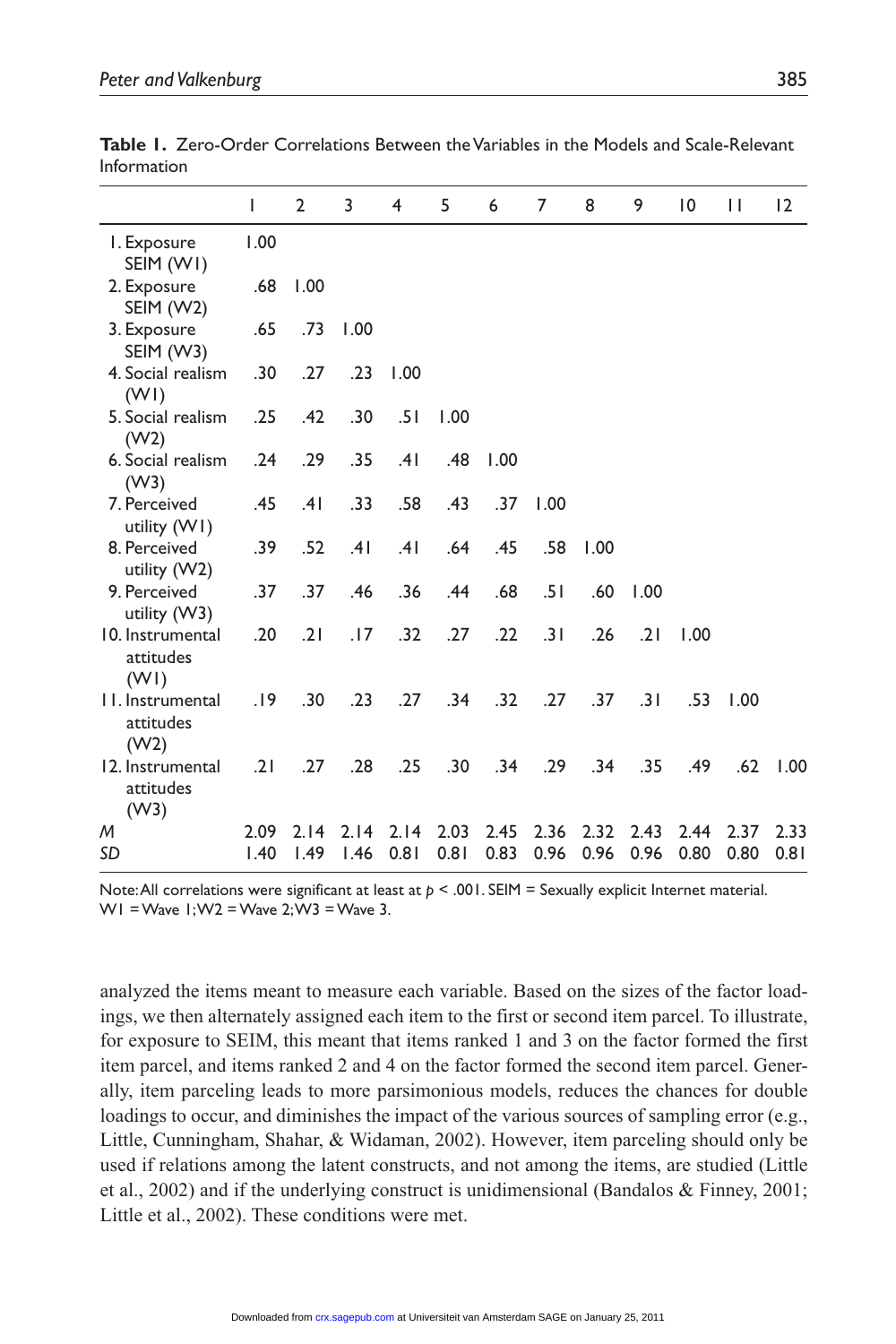**Table 1.** Zero-Order Correlations Between the Variables in the Models and Scale-Relevant Information

| | 1 | 2 | 3 | 4 | 5 | 6 | 7 | 8 | 9 | 10 | 11 | 12 |
|---|---|---|---|---|---|---|---|---|---|---|---|---|
| 1. Exposure SEIM (W1) | 1.00 | | | | | | | | | | | |
| 2. Exposure SEIM (W2) | .68 | 1.00 | | | | | | | | | | |
| 3. Exposure SEIM (W3) | .65 | .73 | 1.00 | | | | | | | | | |
| 4. Social realism (W1) | .30 | .27 | .23 | 1.00 | | | | | | | | |
| 5. Social realism (W2) | .25 | .42 | .30 | .51 | 1.00 | | | | | | | |
| 6. Social realism (W3) | .24 | .29 | .35 | .41 | .48 | 1.00 | | | | | | |
| 7. Perceived utility (W1) | .45 | .41 | .33 | .58 | .43 | .37 | 1.00 | | | | | |
| 8. Perceived utility (W2) | .39 | .52 | .41 | .41 | .64 | .45 | .58 | 1.00 | | | | |
| 9. Perceived utility (W3) | .37 | .37 | .46 | .36 | .44 | .68 | .51 | .60 | 1.00 | | | |
| 10. Instrumental attitudes (W1) | .20 | .21 | .17 | .32 | .27 | .22 | .31 | .26 | .21 | 1.00 | | |
| 11. Instrumental attitudes (W2) | .19 | .30 | .23 | .27 | .34 | .32 | .27 | .37 | .31 | .53 | 1.00 | |
| 12. Instrumental attitudes (W3) | .21 | .27 | .28 | .25 | .30 | .34 | .29 | .34 | .35 | .49 | .62 | 1.00 |
| *M* | 2.09 | 2.14 | 2.14 | 2.14 | 2.03 | 2.45 | 2.36 | 2.32 | 2.43 | 2.44 | 2.37 | 2.33 |
| *SD* | 1.40 | 1.49 | 1.46 | 0.81 | 0.81 | 0.83 | 0.96 | 0.96 | 0.96 | 0.80 | 0.80 | 0.81 |

Note: All correlations were significant at least at $p < .001$. SEIM = Sexually explicit Internet material. W1 = Wave 1; W2 = Wave 2; W3 = Wave 3.

analyzed the items meant to measure each variable. Based on the sizes of the factor loadings, we then alternately assigned each item to the first or second item parcel. To illustrate, for exposure to SEIM, this meant that items ranked 1 and 3 on the factor formed the first item parcel, and items ranked 2 and 4 on the factor formed the second item parcel. Generally, item parceling leads to more parsimonious models, reduces the chances for double loadings to occur, and diminishes the impact of the various sources of sampling error (e.g., Little, Cunningham, Shahar, & Widaman, 2002). However, item parceling should only be used if relations among the latent constructs, and not among the items, are studied (Little et al., 2002) and if the underlying construct is unidimensional (Bandalos & Finney, 2001; Little et al., 2002). These conditions were met.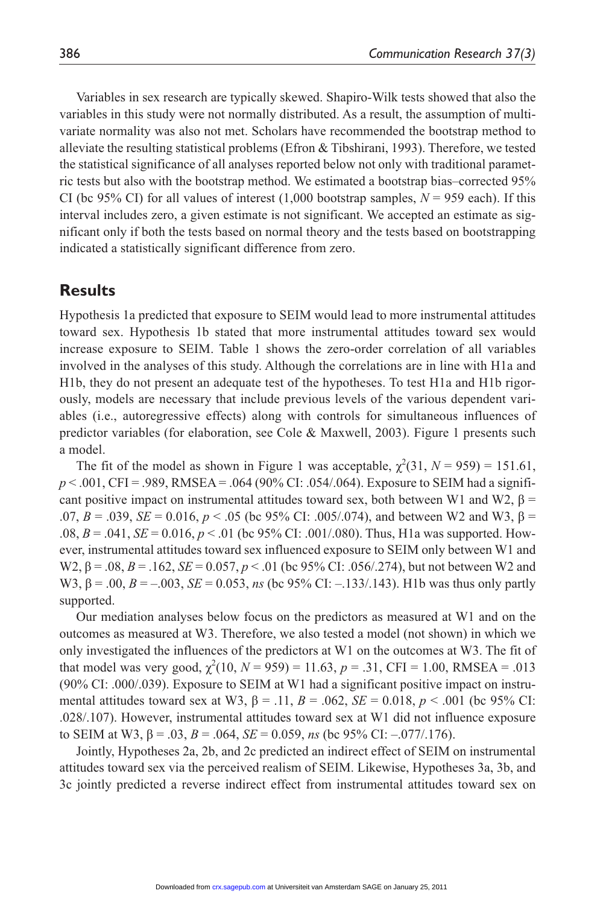Variables in sex research are typically skewed. Shapiro-Wilk tests showed that also the variables in this study were not normally distributed. As a result, the assumption of multivariate normality was also not met. Scholars have recommended the bootstrap method to alleviate the resulting statistical problems (Efron & Tibshirani, 1993). Therefore, we tested the statistical significance of all analyses reported below not only with traditional parametric tests but also with the bootstrap method. We estimated a bootstrap bias–corrected 95% CI (bc 95% CI) for all values of interest (1,000 bootstrap samples, $N = 959$ each). If this interval includes zero, a given estimate is not significant. We accepted an estimate as significant only if both the tests based on normal theory and the tests based on bootstrapping indicated a statistically significant difference from zero.

## Results

Hypothesis 1a predicted that exposure to SEIM would lead to more instrumental attitudes toward sex. Hypothesis 1b stated that more instrumental attitudes toward sex would increase exposure to SEIM. Table 1 shows the zero-order correlation of all variables involved in the analyses of this study. Although the correlations are in line with H1a and H1b, they do not present an adequate test of the hypotheses. To test H1a and H1b rigorously, models are necessary that include previous levels of the various dependent variables (i.e., autoregressive effects) along with controls for simultaneous influences of predictor variables (for elaboration, see Cole & Maxwell, 2003). Figure 1 presents such a model.

The fit of the model as shown in Figure 1 was acceptable, $\chi^2(31, N = 959) = 151.61$, $p < .001$, CFI = .989, RMSEA = .064 (90% CI: .054/.064). Exposure to SEIM had a significant positive impact on instrumental attitudes toward sex, both between W1 and W2, $\beta = .07$, $B = .039$, $SE = 0.016$, $p < .05$ (bc 95% CI: .005/.074), and between W2 and W3, $\beta = .08$, $B = .041$, $SE = 0.016$, $p < .01$ (bc 95% CI: .001/.080). Thus, H1a was supported. However, instrumental attitudes toward sex influenced exposure to SEIM only between W1 and W2, $\beta = .08$, $B = .162$, $SE = 0.057$, $p < .01$ (bc 95% CI: .056/.274), but not between W2 and W3, $\beta = .00$, $B = -.003$, $SE = 0.053$, *ns* (bc 95% CI: –.133/.143). H1b was thus only partly supported.

Our mediation analyses below focus on the predictors as measured at W1 and on the outcomes as measured at W3. Therefore, we also tested a model (not shown) in which we only investigated the influences of the predictors at W1 on the outcomes at W3. The fit of that model was very good, $\chi^2(10, N = 959) = 11.63$, $p = .31$, CFI = 1.00, RMSEA = .013 (90% CI: .000/.039). Exposure to SEIM at W1 had a significant positive impact on instrumental attitudes toward sex at W3, $\beta = .11$, $B = .062$, $SE = 0.018$, $p < .001$ (bc 95% CI: .028/.107). However, instrumental attitudes toward sex at W1 did not influence exposure to SEIM at W3, $\beta = .03$, $B = .064$, $SE = 0.059$, *ns* (bc 95% CI: –.077/.176).

Jointly, Hypotheses 2a, 2b, and 2c predicted an indirect effect of SEIM on instrumental attitudes toward sex via the perceived realism of SEIM. Likewise, Hypotheses 3a, 3b, and 3c jointly predicted a reverse indirect effect from instrumental attitudes toward sex on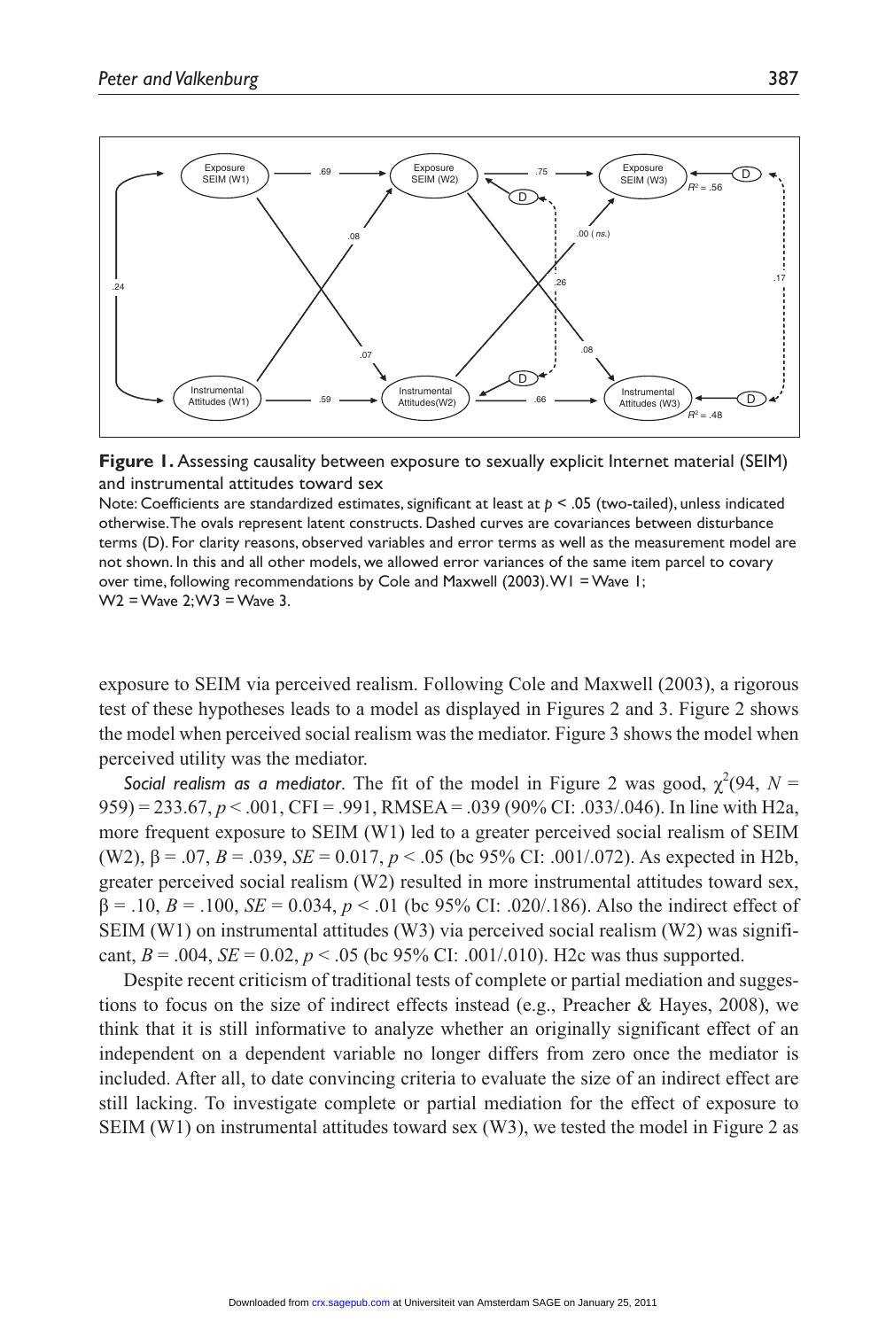**Figure 1.** Assessing causality between exposure to sexually explicit Internet material (SEIM) and instrumental attitudes toward sex

Note: Coefficients are standardized estimates, significant at least at $p < .05$ (two-tailed), unless indicated otherwise. The ovals represent latent constructs. Dashed curves are covariances between disturbance terms (D). For clarity reasons, observed variables and error terms as well as the measurement model are not shown. In this and all other models, we allowed error variances of the same item parcel to covary over time, following recommendations by Cole and Maxwell (2003). W1 = Wave 1; W2 = Wave 2; W3 = Wave 3.

exposure to SEIM via perceived realism. Following Cole and Maxwell (2003), a rigorous test of these hypotheses leads to a model as displayed in Figures 2 and 3. Figure 2 shows the model when perceived social realism was the mediator. Figure 3 shows the model when perceived utility was the mediator.

***Social realism as a mediator*.** The fit of the model in Figure 2 was good, $\chi^2(94, N = 959) = 233.67$, $p < .001$, CFI = .991, RMSEA = .039 (90% CI: .033/.046). In line with H2a, more frequent exposure to SEIM (W1) led to a greater perceived social realism of SEIM (W2), $\beta = .07$, $B = .039$, $SE = 0.017$, $p < .05$ (bc 95% CI: .001/.072). As expected in H2b, greater perceived social realism (W2) resulted in more instrumental attitudes toward sex, $\beta = .10$, $B = .100$, $SE = 0.034$, $p < .01$ (bc 95% CI: .020/.186). Also the indirect effect of SEIM (W1) on instrumental attitudes (W3) via perceived social realism (W2) was significant, $B = .004$, $SE = 0.02$, $p < .05$ (bc 95% CI: .001/.010). H2c was thus supported.

Despite recent criticism of traditional tests of complete or partial mediation and suggestions to focus on the size of indirect effects instead (e.g., Preacher & Hayes, 2008), we think that it is still informative to analyze whether an originally significant effect of an independent on a dependent variable no longer differs from zero once the mediator is included. After all, to date convincing criteria to evaluate the size of an indirect effect are still lacking. To investigate complete or partial mediation for the effect of exposure to SEIM (W1) on instrumental attitudes toward sex (W3), we tested the model in Figure 2 as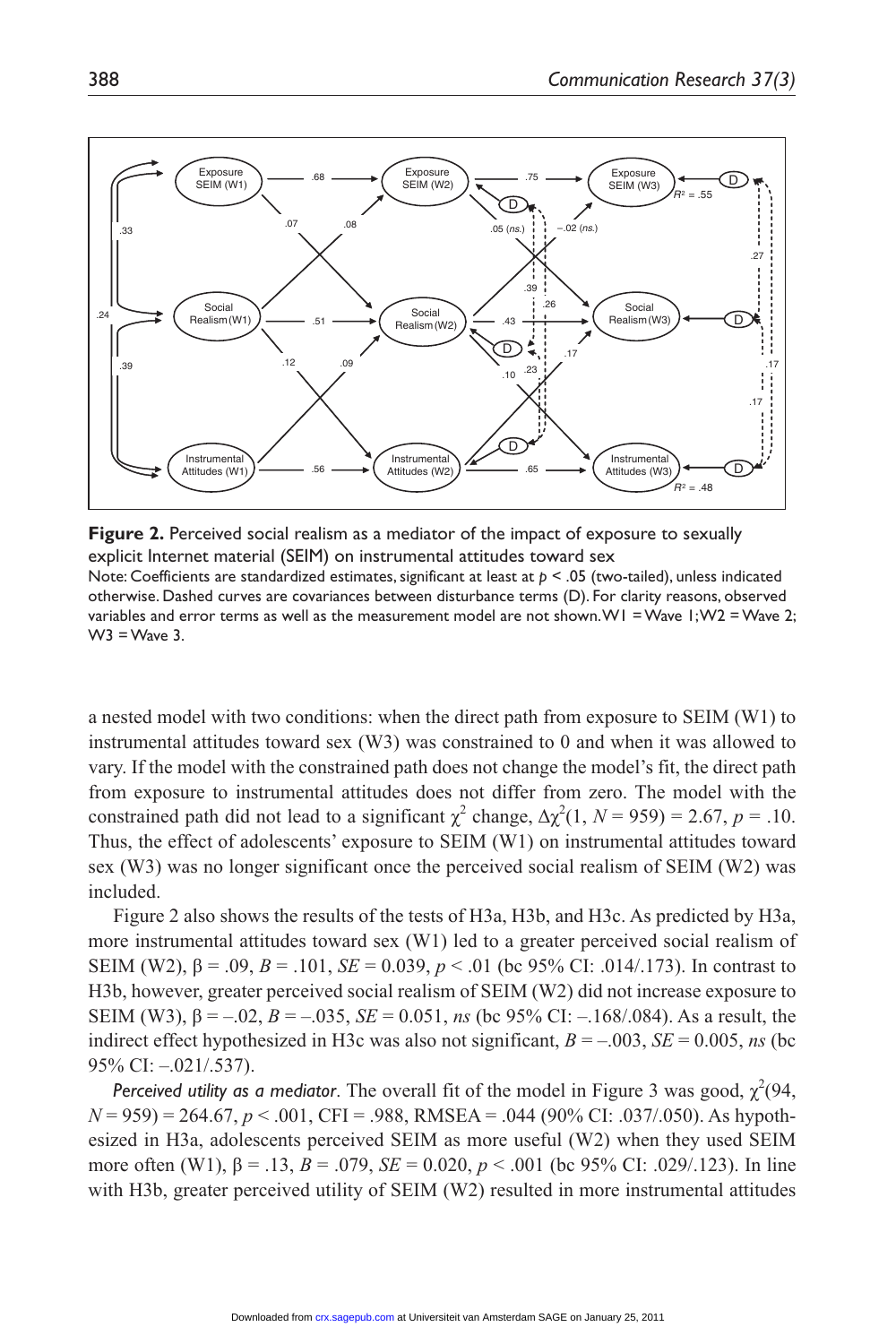**Figure 2.** Perceived social realism as a mediator of the impact of exposure to sexually explicit Internet material (SEIM) on instrumental attitudes toward sex

Note: Coefficients are standardized estimates, significant at least at $p < .05$ (two-tailed), unless indicated otherwise. Dashed curves are covariances between disturbance terms (D). For clarity reasons, observed variables and error terms as well as the measurement model are not shown. W1 = Wave 1; W2 = Wave 2; W3 = Wave 3.

a nested model with two conditions: when the direct path from exposure to SEIM (W1) to instrumental attitudes toward sex (W3) was constrained to 0 and when it was allowed to vary. If the model with the constrained path does not change the model's fit, the direct path from exposure to instrumental attitudes does not differ from zero. The model with the constrained path did not lead to a significant $\chi^2$ change, $\Delta\chi^2(1, N = 959) = 2.67$, $p = .10$. Thus, the effect of adolescents' exposure to SEIM (W1) on instrumental attitudes toward sex (W3) was no longer significant once the perceived social realism of SEIM (W2) was included.

Figure 2 also shows the results of the tests of H3a, H3b, and H3c. As predicted by H3a, more instrumental attitudes toward sex (W1) led to a greater perceived social realism of SEIM (W2), $\beta = .09$, $B = .101$, $SE = 0.039$, $p < .01$ (bc 95% CI: .014/.173). In contrast to H3b, however, greater perceived social realism of SEIM (W2) did not increase exposure to SEIM (W3), $\beta = -.02$, $B = -.035$, $SE = 0.051$, *ns* (bc 95% CI: –.168/.084). As a result, the indirect effect hypothesized in H3c was also not significant, $B = -.003$, $SE = 0.005$, *ns* (bc 95% CI: –.021/.537).

*Perceived utility as a mediator*. The overall fit of the model in Figure 3 was good, $\chi^2(94, N = 959) = 264.67$, $p < .001$, CFI = .988, RMSEA = .044 (90% CI: .037/.050). As hypothesized in H3a, adolescents perceived SEIM as more useful (W2) when they used SEIM more often (W1), $\beta = .13$, $B = .079$, $SE = 0.020$, $p < .001$ (bc 95% CI: .029/.123). In line with H3b, greater perceived utility of SEIM (W2) resulted in more instrumental attitudes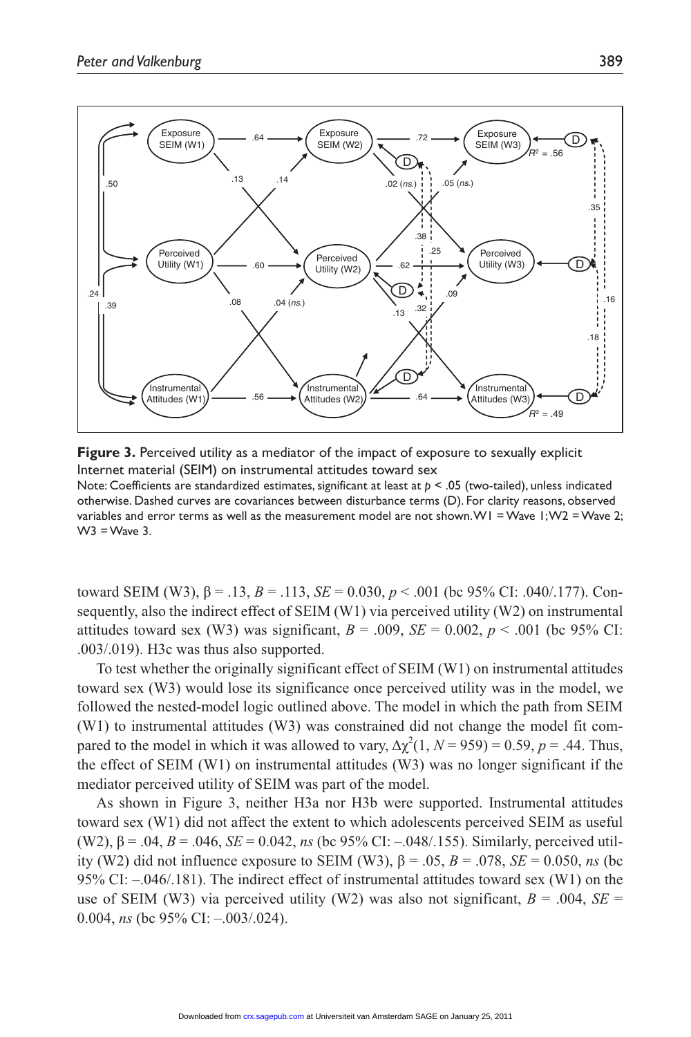**Figure 3.** Perceived utility as a mediator of the impact of exposure to sexually explicit Internet material (SEIM) on instrumental attitudes toward sex

Note: Coefficients are standardized estimates, significant at least at $p < .05$ (two-tailed), unless indicated otherwise. Dashed curves are covariances between disturbance terms (D). For clarity reasons, observed variables and error terms as well as the measurement model are not shown. W1 = Wave 1; W2 = Wave 2; W3 = Wave 3.

toward SEIM (W3), $\beta = .13$, $B = .113$, $SE = 0.030$, $p < .001$ (bc 95% CI: .040/.177). Consequently, also the indirect effect of SEIM (W1) via perceived utility (W2) on instrumental attitudes toward sex (W3) was significant, $B = .009$, $SE = 0.002$, $p < .001$ (bc 95% CI: .003/.019). H3c was thus also supported.

To test whether the originally significant effect of SEIM (W1) on instrumental attitudes toward sex (W3) would lose its significance once perceived utility was in the model, we followed the nested-model logic outlined above. The model in which the path from SEIM (W1) to instrumental attitudes (W3) was constrained did not change the model fit compared to the model in which it was allowed to vary, $\Delta\chi^2(1, N = 959) = 0.59$, $p = .44$. Thus, the effect of SEIM (W1) on instrumental attitudes (W3) was no longer significant if the mediator perceived utility of SEIM was part of the model.

As shown in Figure 3, neither H3a nor H3b were supported. Instrumental attitudes toward sex (W1) did not affect the extent to which adolescents perceived SEIM as useful (W2), $\beta = .04$, $B = .046$, $SE = 0.042$, *ns* (bc 95% CI: –.048/.155). Similarly, perceived utility (W2) did not influence exposure to SEIM (W3), $\beta = .05$, $B = .078$, $SE = 0.050$, *ns* (bc 95% CI: –.046/.181). The indirect effect of instrumental attitudes toward sex (W1) on the use of SEIM (W3) via perceived utility (W2) was also not significant, $B = .004$, $SE = 0.004$, *ns* (bc 95% CI: –.003/.024).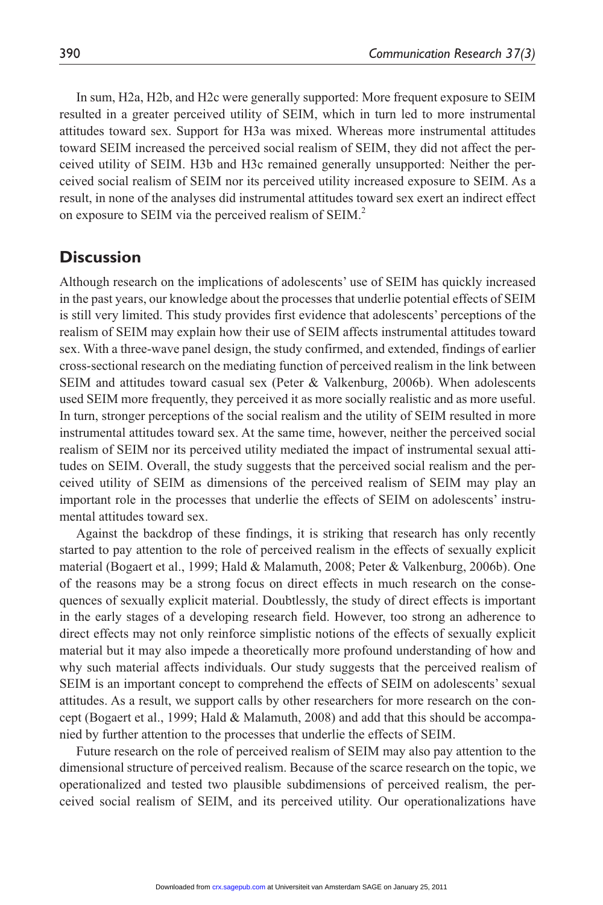In sum, H2a, H2b, and H2c were generally supported: More frequent exposure to SEIM resulted in a greater perceived utility of SEIM, which in turn led to more instrumental attitudes toward sex. Support for H3a was mixed. Whereas more instrumental attitudes toward SEIM increased the perceived social realism of SEIM, they did not affect the perceived utility of SEIM. H3b and H3c remained generally unsupported: Neither the perceived social realism of SEIM nor its perceived utility increased exposure to SEIM. As a result, in none of the analyses did instrumental attitudes toward sex exert an indirect effect on exposure to SEIM via the perceived realism of SEIM.[2]

## Discussion

Although research on the implications of adolescents' use of SEIM has quickly increased in the past years, our knowledge about the processes that underlie potential effects of SEIM is still very limited. This study provides first evidence that adolescents' perceptions of the realism of SEIM may explain how their use of SEIM affects instrumental attitudes toward sex. With a three-wave panel design, the study confirmed, and extended, findings of earlier cross-sectional research on the mediating function of perceived realism in the link between SEIM and attitudes toward casual sex (Peter & Valkenburg, 2006b). When adolescents used SEIM more frequently, they perceived it as more socially realistic and as more useful. In turn, stronger perceptions of the social realism and the utility of SEIM resulted in more instrumental attitudes toward sex. At the same time, however, neither the perceived social realism of SEIM nor its perceived utility mediated the impact of instrumental sexual attitudes on SEIM. Overall, the study suggests that the perceived social realism and the perceived utility of SEIM as dimensions of the perceived realism of SEIM may play an important role in the processes that underlie the effects of SEIM on adolescents' instrumental attitudes toward sex.

Against the backdrop of these findings, it is striking that research has only recently started to pay attention to the role of perceived realism in the effects of sexually explicit material (Bogaert et al., 1999; Hald & Malamuth, 2008; Peter & Valkenburg, 2006b). One of the reasons may be a strong focus on direct effects in much research on the consequences of sexually explicit material. Doubtlessly, the study of direct effects is important in the early stages of a developing research field. However, too strong an adherence to direct effects may not only reinforce simplistic notions of the effects of sexually explicit material but it may also impede a theoretically more profound understanding of how and why such material affects individuals. Our study suggests that the perceived realism of SEIM is an important concept to comprehend the effects of SEIM on adolescents' sexual attitudes. As a result, we support calls by other researchers for more research on the concept (Bogaert et al., 1999; Hald & Malamuth, 2008) and add that this should be accompanied by further attention to the processes that underlie the effects of SEIM.

Future research on the role of perceived realism of SEIM may also pay attention to the dimensional structure of perceived realism. Because of the scarce research on the topic, we operationalized and tested two plausible subdimensions of perceived realism, the perceived social realism of SEIM, and its perceived utility. Our operationalizations have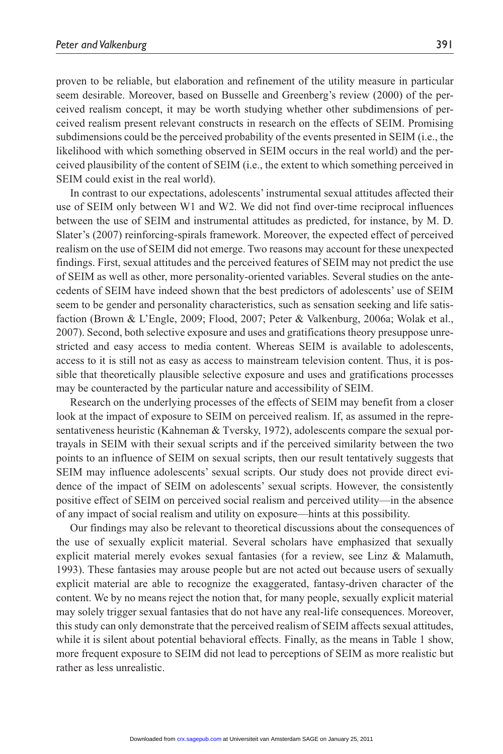proven to be reliable, but elaboration and refinement of the utility measure in particular seem desirable. Moreover, based on Busselle and Greenberg's review (2000) of the perceived realism concept, it may be worth studying whether other subdimensions of perceived realism present relevant constructs in research on the effects of SEIM. Promising subdimensions could be the perceived probability of the events presented in SEIM (i.e., the likelihood with which something observed in SEIM occurs in the real world) and the perceived plausibility of the content of SEIM (i.e., the extent to which something perceived in SEIM could exist in the real world).

In contrast to our expectations, adolescents' instrumental sexual attitudes affected their use of SEIM only between W1 and W2. We did not find over-time reciprocal influences between the use of SEIM and instrumental attitudes as predicted, for instance, by M. D. Slater's (2007) reinforcing-spirals framework. Moreover, the expected effect of perceived realism on the use of SEIM did not emerge. Two reasons may account for these unexpected findings. First, sexual attitudes and the perceived features of SEIM may not predict the use of SEIM as well as other, more personality-oriented variables. Several studies on the antecedents of SEIM have indeed shown that the best predictors of adolescents' use of SEIM seem to be gender and personality characteristics, such as sensation seeking and life satisfaction (Brown & L'Engle, 2009; Flood, 2007; Peter & Valkenburg, 2006a; Wolak et al., 2007). Second, both selective exposure and uses and gratifications theory presuppose unrestricted and easy access to media content. Whereas SEIM is available to adolescents, access to it is still not as easy as access to mainstream television content. Thus, it is possible that theoretically plausible selective exposure and uses and gratifications processes may be counteracted by the particular nature and accessibility of SEIM.

Research on the underlying processes of the effects of SEIM may benefit from a closer look at the impact of exposure to SEIM on perceived realism. If, as assumed in the representativeness heuristic (Kahneman & Tversky, 1972), adolescents compare the sexual portrayals in SEIM with their sexual scripts and if the perceived similarity between the two points to an influence of SEIM on sexual scripts, then our result tentatively suggests that SEIM may influence adolescents' sexual scripts. Our study does not provide direct evidence of the impact of SEIM on adolescents' sexual scripts. However, the consistently positive effect of SEIM on perceived social realism and perceived utility—in the absence of any impact of social realism and utility on exposure—hints at this possibility.

Our findings may also be relevant to theoretical discussions about the consequences of the use of sexually explicit material. Several scholars have emphasized that sexually explicit material merely evokes sexual fantasies (for a review, see Linz & Malamuth, 1993). These fantasies may arouse people but are not acted out because users of sexually explicit material are able to recognize the exaggerated, fantasy-driven character of the content. We by no means reject the notion that, for many people, sexually explicit material may solely trigger sexual fantasies that do not have any real-life consequences. Moreover, this study can only demonstrate that the perceived realism of SEIM affects sexual attitudes, while it is silent about potential behavioral effects. Finally, as the means in Table 1 show, more frequent exposure to SEIM did not lead to perceptions of SEIM as more realistic but rather as less unrealistic.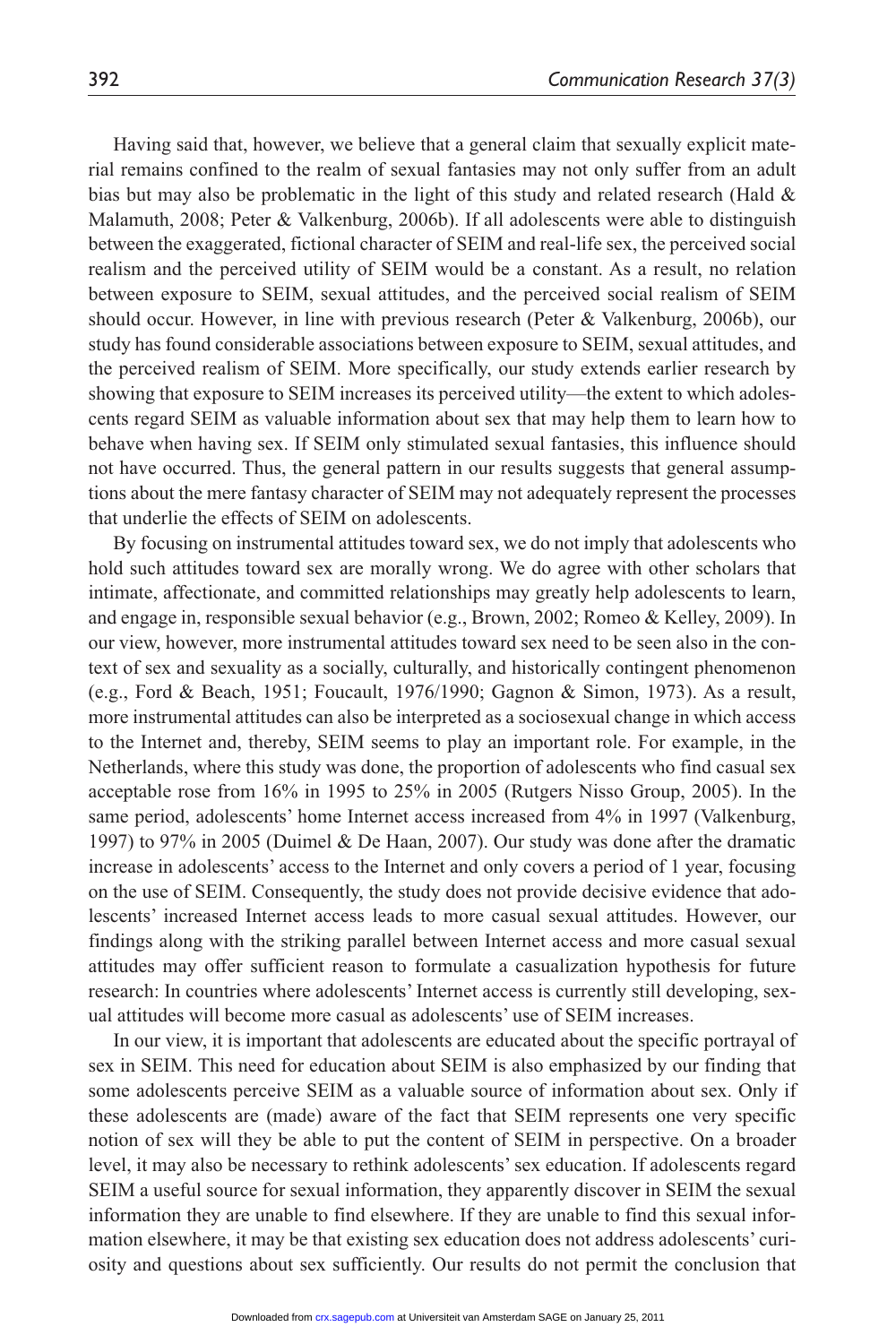Having said that, however, we believe that a general claim that sexually explicit material remains confined to the realm of sexual fantasies may not only suffer from an adult bias but may also be problematic in the light of this study and related research (Hald & Malamuth, 2008; Peter & Valkenburg, 2006b). If all adolescents were able to distinguish between the exaggerated, fictional character of SEIM and real-life sex, the perceived social realism and the perceived utility of SEIM would be a constant. As a result, no relation between exposure to SEIM, sexual attitudes, and the perceived social realism of SEIM should occur. However, in line with previous research (Peter & Valkenburg, 2006b), our study has found considerable associations between exposure to SEIM, sexual attitudes, and the perceived realism of SEIM. More specifically, our study extends earlier research by showing that exposure to SEIM increases its perceived utility—the extent to which adolescents regard SEIM as valuable information about sex that may help them to learn how to behave when having sex. If SEIM only stimulated sexual fantasies, this influence should not have occurred. Thus, the general pattern in our results suggests that general assumptions about the mere fantasy character of SEIM may not adequately represent the processes that underlie the effects of SEIM on adolescents.

By focusing on instrumental attitudes toward sex, we do not imply that adolescents who hold such attitudes toward sex are morally wrong. We do agree with other scholars that intimate, affectionate, and committed relationships may greatly help adolescents to learn, and engage in, responsible sexual behavior (e.g., Brown, 2002; Romeo & Kelley, 2009). In our view, however, more instrumental attitudes toward sex need to be seen also in the context of sex and sexuality as a socially, culturally, and historically contingent phenomenon (e.g., Ford & Beach, 1951; Foucault, 1976/1990; Gagnon & Simon, 1973). As a result, more instrumental attitudes can also be interpreted as a sociosexual change in which access to the Internet and, thereby, SEIM seems to play an important role. For example, in the Netherlands, where this study was done, the proportion of adolescents who find casual sex acceptable rose from 16% in 1995 to 25% in 2005 (Rutgers Nisso Group, 2005). In the same period, adolescents' home Internet access increased from 4% in 1997 (Valkenburg, 1997) to 97% in 2005 (Duimel & De Haan, 2007). Our study was done after the dramatic increase in adolescents' access to the Internet and only covers a period of 1 year, focusing on the use of SEIM. Consequently, the study does not provide decisive evidence that adolescents' increased Internet access leads to more casual sexual attitudes. However, our findings along with the striking parallel between Internet access and more casual sexual attitudes may offer sufficient reason to formulate a casualization hypothesis for future research: In countries where adolescents' Internet access is currently still developing, sexual attitudes will become more casual as adolescents' use of SEIM increases.

In our view, it is important that adolescents are educated about the specific portrayal of sex in SEIM. This need for education about SEIM is also emphasized by our finding that some adolescents perceive SEIM as a valuable source of information about sex. Only if these adolescents are (made) aware of the fact that SEIM represents one very specific notion of sex will they be able to put the content of SEIM in perspective. On a broader level, it may also be necessary to rethink adolescents' sex education. If adolescents regard SEIM a useful source for sexual information, they apparently discover in SEIM the sexual information they are unable to find elsewhere. If they are unable to find this sexual information elsewhere, it may be that existing sex education does not address adolescents' curiosity and questions about sex sufficiently. Our results do not permit the conclusion that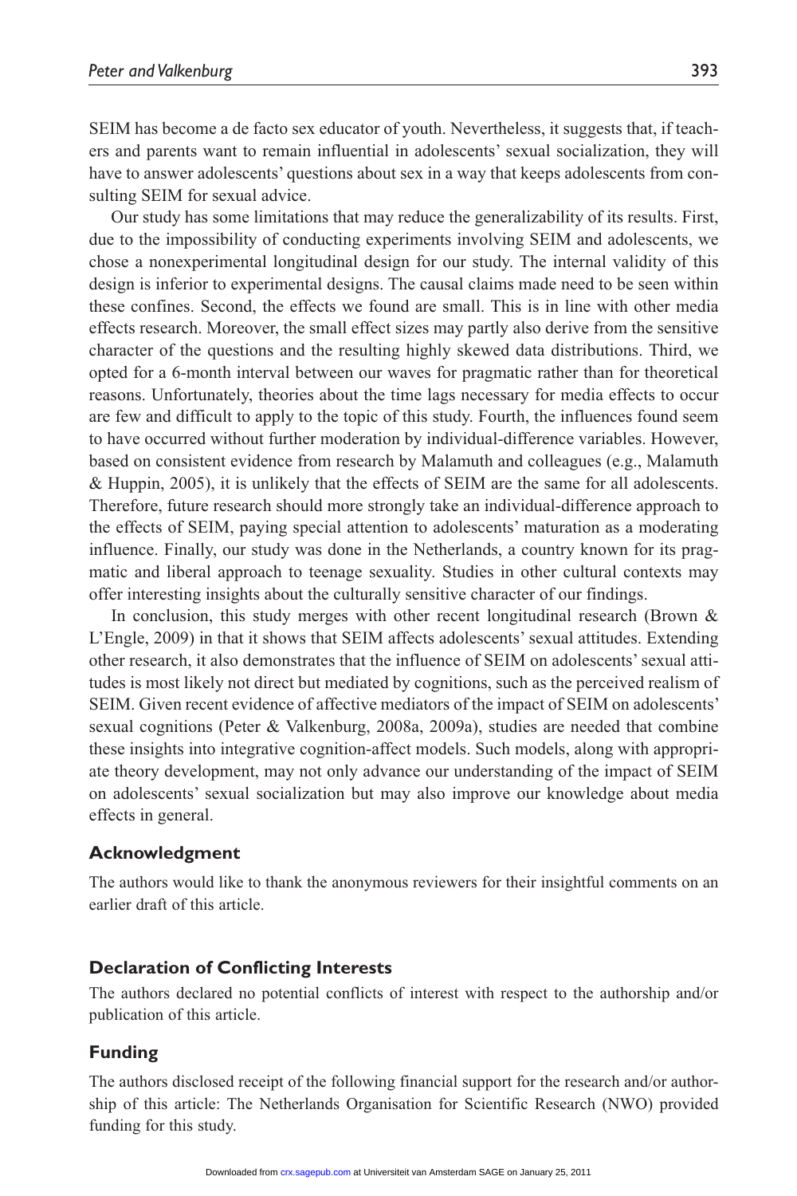SEIM has become a de facto sex educator of youth. Nevertheless, it suggests that, if teachers and parents want to remain influential in adolescents' sexual socialization, they will have to answer adolescents' questions about sex in a way that keeps adolescents from consulting SEIM for sexual advice.

Our study has some limitations that may reduce the generalizability of its results. First, due to the impossibility of conducting experiments involving SEIM and adolescents, we chose a nonexperimental longitudinal design for our study. The internal validity of this design is inferior to experimental designs. The causal claims made need to be seen within these confines. Second, the effects we found are small. This is in line with other media effects research. Moreover, the small effect sizes may partly also derive from the sensitive character of the questions and the resulting highly skewed data distributions. Third, we opted for a 6-month interval between our waves for pragmatic rather than for theoretical reasons. Unfortunately, theories about the time lags necessary for media effects to occur are few and difficult to apply to the topic of this study. Fourth, the influences found seem to have occurred without further moderation by individual-difference variables. However, based on consistent evidence from research by Malamuth and colleagues (e.g., Malamuth & Huppin, 2005), it is unlikely that the effects of SEIM are the same for all adolescents. Therefore, future research should more strongly take an individual-difference approach to the effects of SEIM, paying special attention to adolescents' maturation as a moderating influence. Finally, our study was done in the Netherlands, a country known for its pragmatic and liberal approach to teenage sexuality. Studies in other cultural contexts may offer interesting insights about the culturally sensitive character of our findings.

In conclusion, this study merges with other recent longitudinal research (Brown & L'Engle, 2009) in that it shows that SEIM affects adolescents' sexual attitudes. Extending other research, it also demonstrates that the influence of SEIM on adolescents' sexual attitudes is most likely not direct but mediated by cognitions, such as the perceived realism of SEIM. Given recent evidence of affective mediators of the impact of SEIM on adolescents' sexual cognitions (Peter & Valkenburg, 2008a, 2009a), studies are needed that combine these insights into integrative cognition-affect models. Such models, along with appropriate theory development, may not only advance our understanding of the impact of SEIM on adolescents' sexual socialization but may also improve our knowledge about media effects in general.

## Acknowledgment

The authors would like to thank the anonymous reviewers for their insightful comments on an earlier draft of this article.

## Declaration of Conflicting Interests

The authors declared no potential conflicts of interest with respect to the authorship and/or publication of this article.

## Funding

The authors disclosed receipt of the following financial support for the research and/or authorship of this article: The Netherlands Organisation for Scientific Research (NWO) provided funding for this study.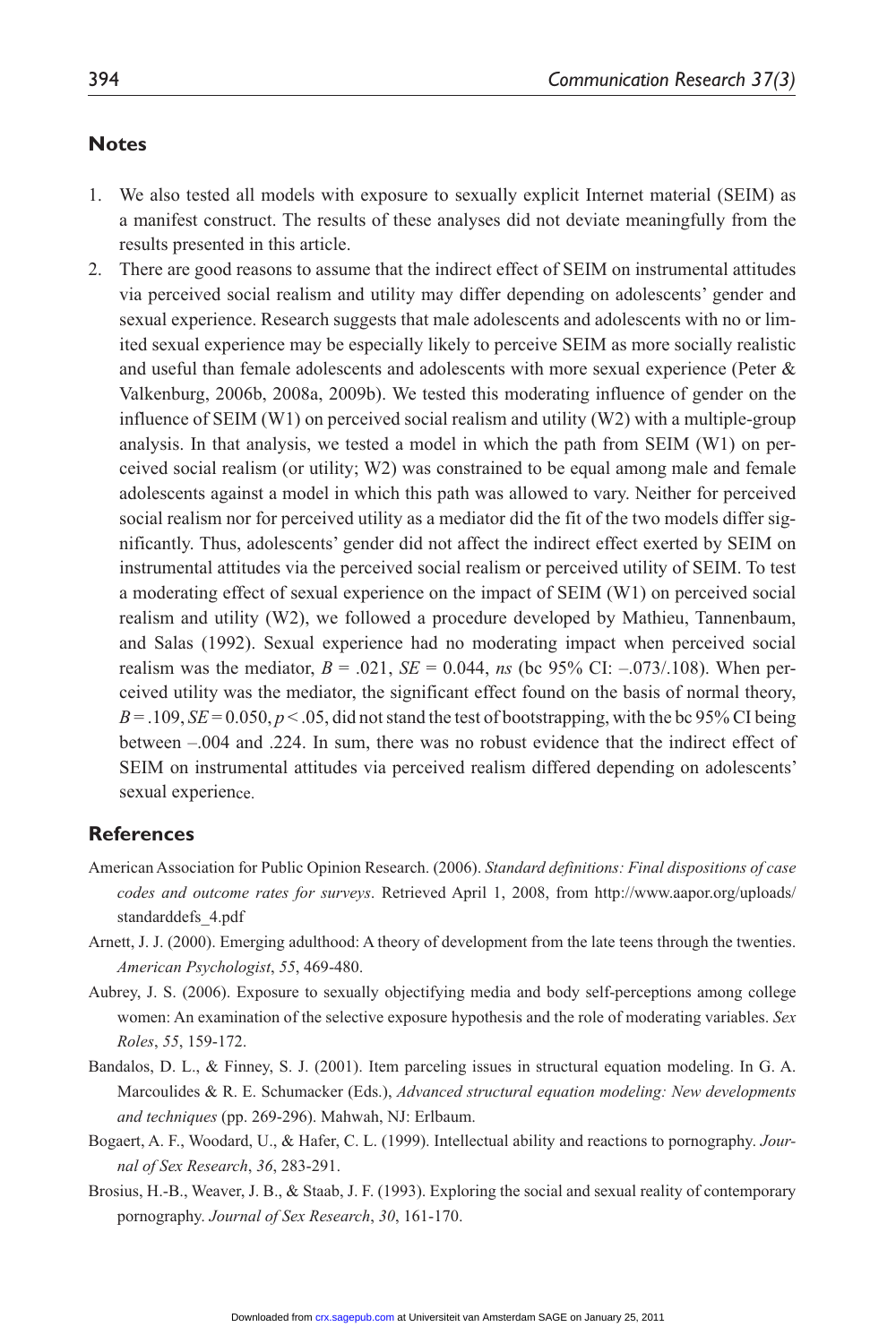## Notes

1. We also tested all models with exposure to sexually explicit Internet material (SEIM) as a manifest construct. The results of these analyses did not deviate meaningfully from the results presented in this article.
2. There are good reasons to assume that the indirect effect of SEIM on instrumental attitudes via perceived social realism and utility may differ depending on adolescents' gender and sexual experience. Research suggests that male adolescents and adolescents with no or limited sexual experience may be especially likely to perceive SEIM as more socially realistic and useful than female adolescents and adolescents with more sexual experience (Peter & Valkenburg, 2006b, 2008a, 2009b). We tested this moderating influence of gender on the influence of SEIM (W1) on perceived social realism and utility (W2) with a multiple-group analysis. In that analysis, we tested a model in which the path from SEIM (W1) on perceived social realism (or utility; W2) was constrained to be equal among male and female adolescents against a model in which this path was allowed to vary. Neither for perceived social realism nor for perceived utility as a mediator did the fit of the two models differ significantly. Thus, adolescents' gender did not affect the indirect effect exerted by SEIM on instrumental attitudes via the perceived social realism or perceived utility of SEIM. To test a moderating effect of sexual experience on the impact of SEIM (W1) on perceived social realism and utility (W2), we followed a procedure developed by Mathieu, Tannenbaum, and Salas (1992). Sexual experience had no moderating impact when perceived social realism was the mediator, $B = .021$, $SE = 0.044$, *ns* (bc 95% CI: –.073/.108). When perceived utility was the mediator, the significant effect found on the basis of normal theory, $B = .109$, $SE = 0.050$, $p < .05$, did not stand the test of bootstrapping, with the bc 95% CI being between –.004 and .224. In sum, there was no robust evidence that the indirect effect of SEIM on instrumental attitudes via perceived realism differed depending on adolescents' sexual experience.

## References

American Association for Public Opinion Research. (2006). *Standard definitions: Final dispositions of case codes and outcome rates for surveys*. Retrieved April 1, 2008, from http://www.aapor.org/uploads/standarddefs_4.pdf

Arnett, J. J. (2000). Emerging adulthood: A theory of development from the late teens through the twenties. *American Psychologist*, *55*, 469-480.

Aubrey, J. S. (2006). Exposure to sexually objectifying media and body self-perceptions among college women: An examination of the selective exposure hypothesis and the role of moderating variables. *Sex Roles*, *55*, 159-172.

Bandalos, D. L., & Finney, S. J. (2001). Item parceling issues in structural equation modeling. In G. A. Marcoulides & R. E. Schumacker (Eds.), *Advanced structural equation modeling: New developments and techniques* (pp. 269-296). Mahwah, NJ: Erlbaum.

Bogaert, A. F., Woodard, U., & Hafer, C. L. (1999). Intellectual ability and reactions to pornography. *Journal of Sex Research*, *36*, 283-291.

Brosius, H.-B., Weaver, J. B., & Staab, J. F. (1993). Exploring the social and sexual reality of contemporary pornography. *Journal of Sex Research*, *30*, 161-170.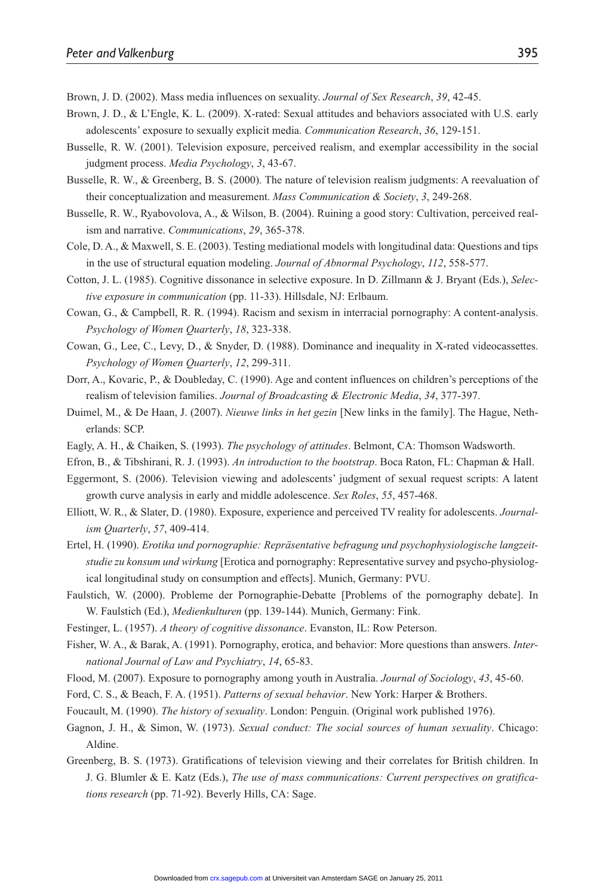Brown, J. D. (2002). Mass media influences on sexuality. *Journal of Sex Research*, *39*, 42-45.

Brown, J. D., & L'Engle, K. L. (2009). X-rated: Sexual attitudes and behaviors associated with U.S. early adolescents' exposure to sexually explicit media. *Communication Research*, *36*, 129-151.

Busselle, R. W. (2001). Television exposure, perceived realism, and exemplar accessibility in the social judgment process. *Media Psychology*, *3*, 43-67.

Busselle, R. W., & Greenberg, B. S. (2000). The nature of television realism judgments: A reevaluation of their conceptualization and measurement. *Mass Communication & Society*, *3*, 249-268.

Busselle, R. W., Ryabovolova, A., & Wilson, B. (2004). Ruining a good story: Cultivation, perceived realism and narrative. *Communications*, *29*, 365-378.

Cole, D. A., & Maxwell, S. E. (2003). Testing mediational models with longitudinal data: Questions and tips in the use of structural equation modeling. *Journal of Abnormal Psychology*, *112*, 558-577.

Cotton, J. L. (1985). Cognitive dissonance in selective exposure. In D. Zillmann & J. Bryant (Eds.), *Selective exposure in communication* (pp. 11-33). Hillsdale, NJ: Erlbaum.

Cowan, G., & Campbell, R. R. (1994). Racism and sexism in interracial pornography: A content-analysis. *Psychology of Women Quarterly*, *18*, 323-338.

Cowan, G., Lee, C., Levy, D., & Snyder, D. (1988). Dominance and inequality in X-rated videocassettes. *Psychology of Women Quarterly*, *12*, 299-311.

Dorr, A., Kovaric, P., & Doubleday, C. (1990). Age and content influences on children's perceptions of the realism of television families. *Journal of Broadcasting & Electronic Media*, *34*, 377-397.

Duimel, M., & De Haan, J. (2007). *Nieuwe links in het gezin* [New links in the family]. The Hague, Netherlands: SCP.

Eagly, A. H., & Chaiken, S. (1993). *The psychology of attitudes*. Belmont, CA: Thomson Wadsworth.

Efron, B., & Tibshirani, R. J. (1993). *An introduction to the bootstrap*. Boca Raton, FL: Chapman & Hall.

Eggermont, S. (2006). Television viewing and adolescents' judgment of sexual request scripts: A latent growth curve analysis in early and middle adolescence. *Sex Roles*, *55*, 457-468.

Elliott, W. R., & Slater, D. (1980). Exposure, experience and perceived TV reality for adolescents. *Journalism Quarterly*, *57*, 409-414.

Ertel, H. (1990). *Erotika und pornographie: Repräsentative befragung und psychophysiologische langzeitstudie zu konsum und wirkung* [Erotica and pornography: Representative survey and psycho-physiological longitudinal study on consumption and effects]. Munich, Germany: PVU.

Faulstich, W. (2000). Probleme der Pornographie-Debatte [Problems of the pornography debate]. In W. Faulstich (Ed.), *Medienkulturen* (pp. 139-144). Munich, Germany: Fink.

Festinger, L. (1957). *A theory of cognitive dissonance*. Evanston, IL: Row Peterson.

Fisher, W. A., & Barak, A. (1991). Pornography, erotica, and behavior: More questions than answers. *International Journal of Law and Psychiatry*, *14*, 65-83.

Flood, M. (2007). Exposure to pornography among youth in Australia. *Journal of Sociology*, *43*, 45-60.

Ford, C. S., & Beach, F. A. (1951). *Patterns of sexual behavior*. New York: Harper & Brothers.

Foucault, M. (1990). *The history of sexuality*. London: Penguin. (Original work published 1976).

Gagnon, J. H., & Simon, W. (1973). *Sexual conduct: The social sources of human sexuality*. Chicago: Aldine.

Greenberg, B. S. (1973). Gratifications of television viewing and their correlates for British children. In J. G. Blumler & E. Katz (Eds.), *The use of mass communications: Current perspectives on gratifications research* (pp. 71-92). Beverly Hills, CA: Sage.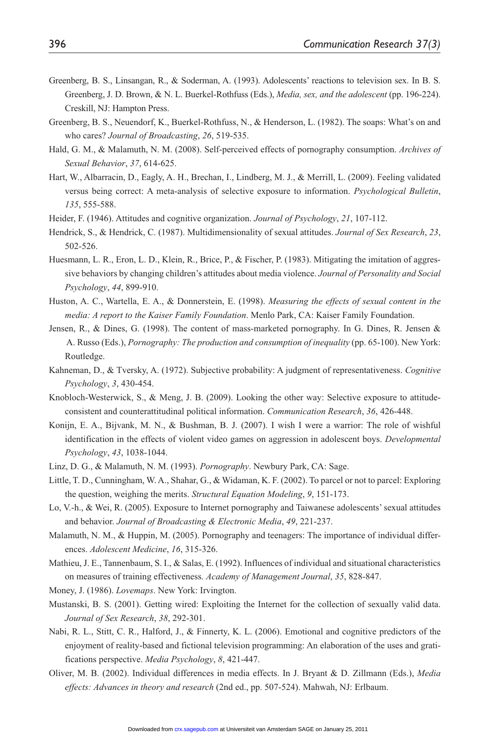Greenberg, B. S., Linsangan, R., & Soderman, A. (1993). Adolescents' reactions to television sex. In B. S. Greenberg, J. D. Brown, & N. L. Buerkel-Rothfuss (Eds.), *Media, sex, and the adolescent* (pp. 196-224). Creskill, NJ: Hampton Press.

Greenberg, B. S., Neuendorf, K., Buerkel-Rothfuss, N., & Henderson, L. (1982). The soaps: What's on and who cares? *Journal of Broadcasting*, *26*, 519-535.

Hald, G. M., & Malamuth, N. M. (2008). Self-perceived effects of pornography consumption. *Archives of Sexual Behavior*, *37*, 614-625.

Hart, W., Albarracin, D., Eagly, A. H., Brechan, I., Lindberg, M. J., & Merrill, L. (2009). Feeling validated versus being correct: A meta-analysis of selective exposure to information. *Psychological Bulletin*, *135*, 555-588.

Heider, F. (1946). Attitudes and cognitive organization. *Journal of Psychology*, *21*, 107-112.

Hendrick, S., & Hendrick, C. (1987). Multidimensionality of sexual attitudes. *Journal of Sex Research*, *23*, 502-526.

Huesmann, L. R., Eron, L. D., Klein, R., Brice, P., & Fischer, P. (1983). Mitigating the imitation of aggressive behaviors by changing children's attitudes about media violence. *Journal of Personality and Social Psychology*, *44*, 899-910.

Huston, A. C., Wartella, E. A., & Donnerstein, E. (1998). *Measuring the effects of sexual content in the media: A report to the Kaiser Family Foundation*. Menlo Park, CA: Kaiser Family Foundation.

Jensen, R., & Dines, G. (1998). The content of mass-marketed pornography. In G. Dines, R. Jensen & A. Russo (Eds.), *Pornography: The production and consumption of inequality* (pp. 65-100). New York: Routledge.

Kahneman, D., & Tversky, A. (1972). Subjective probability: A judgment of representativeness. *Cognitive Psychology*, *3*, 430-454.

Knobloch-Westerwick, S., & Meng, J. B. (2009). Looking the other way: Selective exposure to attitude-consistent and counterattitudinal political information. *Communication Research*, *36*, 426-448.

Konijn, E. A., Bijvank, M. N., & Bushman, B. J. (2007). I wish I were a warrior: The role of wishful identification in the effects of violent video games on aggression in adolescent boys. *Developmental Psychology*, *43*, 1038-1044.

Linz, D. G., & Malamuth, N. M. (1993). *Pornography*. Newbury Park, CA: Sage.

Little, T. D., Cunningham, W. A., Shahar, G., & Widaman, K. F. (2002). To parcel or not to parcel: Exploring the question, weighing the merits. *Structural Equation Modeling*, *9*, 151-173.

Lo, V.-h., & Wei, R. (2005). Exposure to Internet pornography and Taiwanese adolescents' sexual attitudes and behavior. *Journal of Broadcasting & Electronic Media*, *49*, 221-237.

Malamuth, N. M., & Huppin, M. (2005). Pornography and teenagers: The importance of individual differences. *Adolescent Medicine*, *16*, 315-326.

Mathieu, J. E., Tannenbaum, S. I., & Salas, E. (1992). Influences of individual and situational characteristics on measures of training effectiveness. *Academy of Management Journal*, *35*, 828-847.

Money, J. (1986). *Lovemaps*. New York: Irvington.

Mustanski, B. S. (2001). Getting wired: Exploiting the Internet for the collection of sexually valid data. *Journal of Sex Research*, *38*, 292-301.

Nabi, R. L., Stitt, C. R., Halford, J., & Finnerty, K. L. (2006). Emotional and cognitive predictors of the enjoyment of reality-based and fictional television programming: An elaboration of the uses and gratifications perspective. *Media Psychology*, *8*, 421-447.

Oliver, M. B. (2002). Individual differences in media effects. In J. Bryant & D. Zillmann (Eds.), *Media effects: Advances in theory and research* (2nd ed., pp. 507-524). Mahwah, NJ: Erlbaum.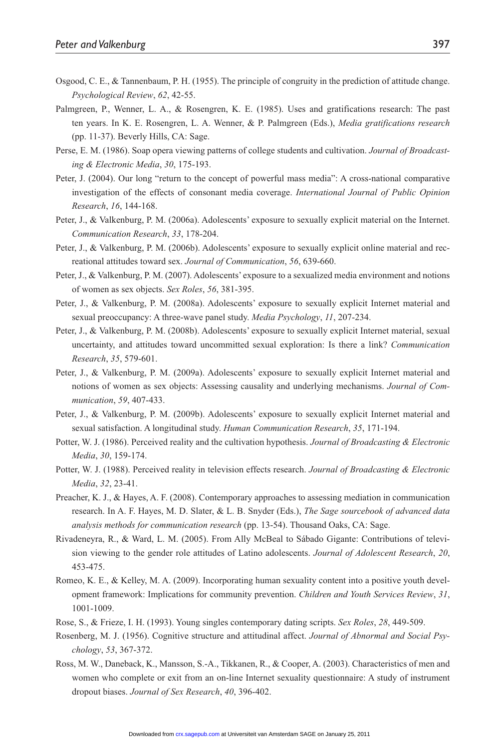Osgood, C. E., & Tannenbaum, P. H. (1955). The principle of congruity in the prediction of attitude change. *Psychological Review*, *62*, 42-55.

Palmgreen, P., Wenner, L. A., & Rosengren, K. E. (1985). Uses and gratifications research: The past ten years. In K. E. Rosengren, L. A. Wenner, & P. Palmgreen (Eds.), *Media gratifications research* (pp. 11-37). Beverly Hills, CA: Sage.

Perse, E. M. (1986). Soap opera viewing patterns of college students and cultivation. *Journal of Broadcasting & Electronic Media*, *30*, 175-193.

Peter, J. (2004). Our long "return to the concept of powerful mass media": A cross-national comparative investigation of the effects of consonant media coverage. *International Journal of Public Opinion Research*, *16*, 144-168.

Peter, J., & Valkenburg, P. M. (2006a). Adolescents' exposure to sexually explicit material on the Internet. *Communication Research*, *33*, 178-204.

Peter, J., & Valkenburg, P. M. (2006b). Adolescents' exposure to sexually explicit online material and recreational attitudes toward sex. *Journal of Communication*, *56*, 639-660.

Peter, J., & Valkenburg, P. M. (2007). Adolescents' exposure to a sexualized media environment and notions of women as sex objects. *Sex Roles*, *56*, 381-395.

Peter, J., & Valkenburg, P. M. (2008a). Adolescents' exposure to sexually explicit Internet material and sexual preoccupancy: A three-wave panel study. *Media Psychology*, *11*, 207-234.

Peter, J., & Valkenburg, P. M. (2008b). Adolescents' exposure to sexually explicit Internet material, sexual uncertainty, and attitudes toward uncommitted sexual exploration: Is there a link? *Communication Research*, *35*, 579-601.

Peter, J., & Valkenburg, P. M. (2009a). Adolescents' exposure to sexually explicit Internet material and notions of women as sex objects: Assessing causality and underlying mechanisms. *Journal of Communication*, *59*, 407-433.

Peter, J., & Valkenburg, P. M. (2009b). Adolescents' exposure to sexually explicit Internet material and sexual satisfaction. A longitudinal study. *Human Communication Research*, *35*, 171-194.

Potter, W. J. (1986). Perceived reality and the cultivation hypothesis. *Journal of Broadcasting & Electronic Media*, *30*, 159-174.

Potter, W. J. (1988). Perceived reality in television effects research. *Journal of Broadcasting & Electronic Media*, *32*, 23-41.

Preacher, K. J., & Hayes, A. F. (2008). Contemporary approaches to assessing mediation in communication research. In A. F. Hayes, M. D. Slater, & L. B. Snyder (Eds.), *The Sage sourcebook of advanced data analysis methods for communication research* (pp. 13-54). Thousand Oaks, CA: Sage.

Rivadeneyra, R., & Ward, L. M. (2005). From Ally McBeal to Sábado Gigante: Contributions of television viewing to the gender role attitudes of Latino adolescents. *Journal of Adolescent Research*, *20*, 453-475.

Romeo, K. E., & Kelley, M. A. (2009). Incorporating human sexuality content into a positive youth development framework: Implications for community prevention. *Children and Youth Services Review*, *31*, 1001-1009.

Rose, S., & Frieze, I. H. (1993). Young singles contemporary dating scripts. *Sex Roles*, *28*, 449-509.

Rosenberg, M. J. (1956). Cognitive structure and attitudinal affect. *Journal of Abnormal and Social Psychology*, *53*, 367-372.

Ross, M. W., Daneback, K., Mansson, S.-A., Tikkanen, R., & Cooper, A. (2003). Characteristics of men and women who complete or exit from an on-line Internet sexuality questionnaire: A study of instrument dropout biases. *Journal of Sex Research*, *40*, 396-402.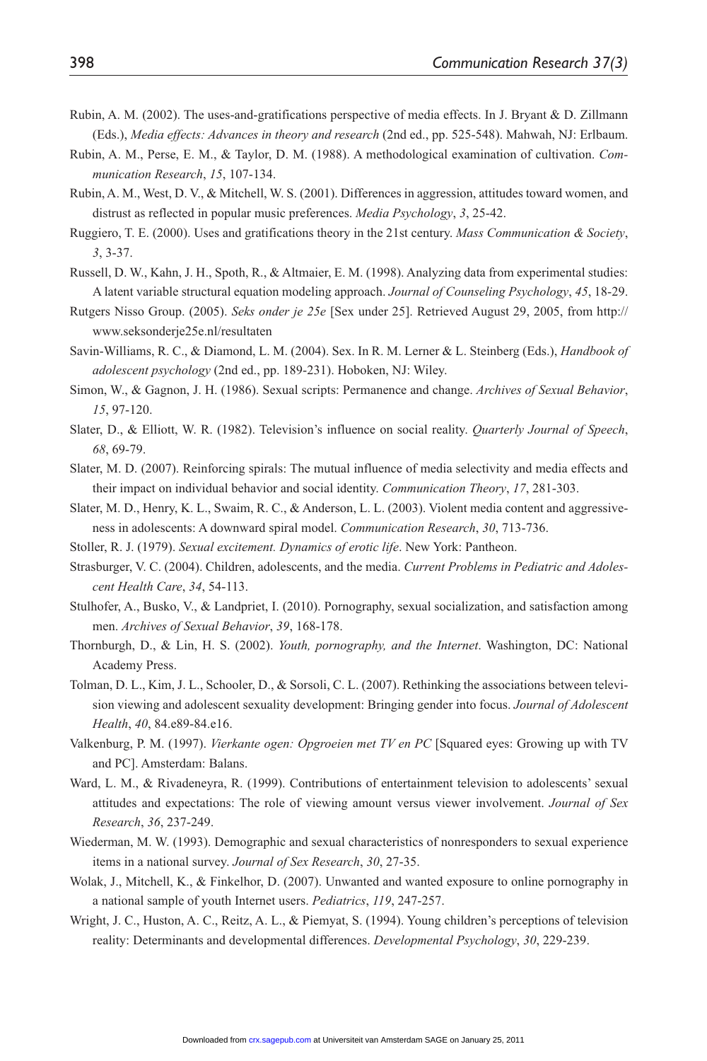Rubin, A. M. (2002). The uses-and-gratifications perspective of media effects. In J. Bryant & D. Zillmann (Eds.), *Media effects: Advances in theory and research* (2nd ed., pp. 525-548). Mahwah, NJ: Erlbaum.

Rubin, A. M., Perse, E. M., & Taylor, D. M. (1988). A methodological examination of cultivation. *Communication Research*, *15*, 107-134.

Rubin, A. M., West, D. V., & Mitchell, W. S. (2001). Differences in aggression, attitudes toward women, and distrust as reflected in popular music preferences. *Media Psychology*, *3*, 25-42.

Ruggiero, T. E. (2000). Uses and gratifications theory in the 21st century. *Mass Communication & Society*, *3*, 3-37.

Russell, D. W., Kahn, J. H., Spoth, R., & Altmaier, E. M. (1998). Analyzing data from experimental studies: A latent variable structural equation modeling approach. *Journal of Counseling Psychology*, *45*, 18-29.

Rutgers Nisso Group. (2005). *Seks onder je 25e* [Sex under 25]. Retrieved August 29, 2005, from http://www.seksonderje25e.nl/resultaten

Savin-Williams, R. C., & Diamond, L. M. (2004). Sex. In R. M. Lerner & L. Steinberg (Eds.), *Handbook of adolescent psychology* (2nd ed., pp. 189-231). Hoboken, NJ: Wiley.

Simon, W., & Gagnon, J. H. (1986). Sexual scripts: Permanence and change. *Archives of Sexual Behavior*, *15*, 97-120.

Slater, D., & Elliott, W. R. (1982). Television's influence on social reality. *Quarterly Journal of Speech*, *68*, 69-79.

Slater, M. D. (2007). Reinforcing spirals: The mutual influence of media selectivity and media effects and their impact on individual behavior and social identity. *Communication Theory*, *17*, 281-303.

Slater, M. D., Henry, K. L., Swaim, R. C., & Anderson, L. L. (2003). Violent media content and aggressiveness in adolescents: A downward spiral model. *Communication Research*, *30*, 713-736.

Stoller, R. J. (1979). *Sexual excitement. Dynamics of erotic life*. New York: Pantheon.

Strasburger, V. C. (2004). Children, adolescents, and the media. *Current Problems in Pediatric and Adolescent Health Care*, *34*, 54-113.

Stulhofer, A., Busko, V., & Landpriet, I. (2010). Pornography, sexual socialization, and satisfaction among men. *Archives of Sexual Behavior*, *39*, 168-178.

Thornburgh, D., & Lin, H. S. (2002). *Youth, pornography, and the Internet*. Washington, DC: National Academy Press.

Tolman, D. L., Kim, J. L., Schooler, D., & Sorsoli, C. L. (2007). Rethinking the associations between television viewing and adolescent sexuality development: Bringing gender into focus. *Journal of Adolescent Health*, *40*, 84.e89-84.e16.

Valkenburg, P. M. (1997). *Vierkante ogen: Opgroeien met TV en PC* [Squared eyes: Growing up with TV and PC]. Amsterdam: Balans.

Ward, L. M., & Rivadeneyra, R. (1999). Contributions of entertainment television to adolescents' sexual attitudes and expectations: The role of viewing amount versus viewer involvement. *Journal of Sex Research*, *36*, 237-249.

Wiederman, M. W. (1993). Demographic and sexual characteristics of nonresponders to sexual experience items in a national survey. *Journal of Sex Research*, *30*, 27-35.

Wolak, J., Mitchell, K., & Finkelhor, D. (2007). Unwanted and wanted exposure to online pornography in a national sample of youth Internet users. *Pediatrics*, *119*, 247-257.

Wright, J. C., Huston, A. C., Reitz, A. L., & Piemyat, S. (1994). Young children's perceptions of television reality: Determinants and developmental differences. *Developmental Psychology*, *30*, 229-239.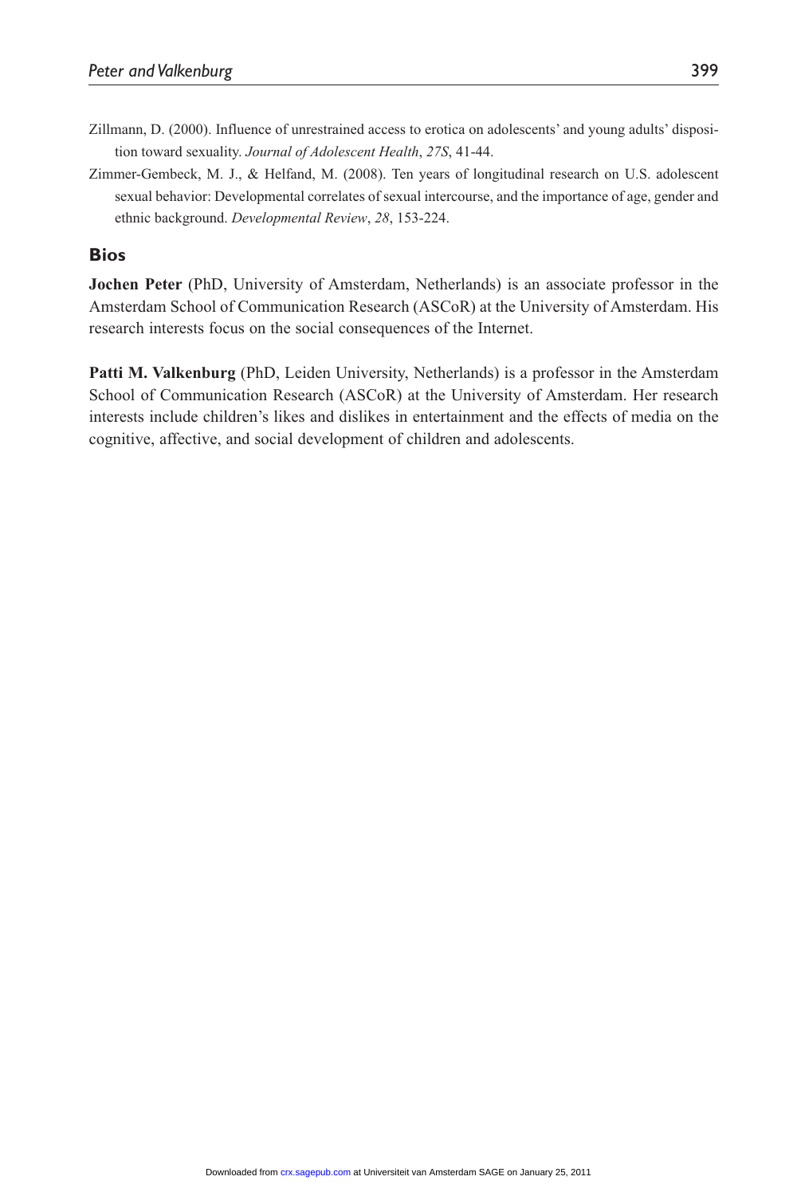Zillmann, D. (2000). Influence of unrestrained access to erotica on adolescents' and young adults' disposition toward sexuality. *Journal of Adolescent Health*, *27S*, 41-44.

Zimmer-Gembeck, M. J., & Helfand, M. (2008). Ten years of longitudinal research on U.S. adolescent sexual behavior: Developmental correlates of sexual intercourse, and the importance of age, gender and ethnic background. *Developmental Review*, *28*, 153-224.

## Bios

**Jochen Peter** (PhD, University of Amsterdam, Netherlands) is an associate professor in the Amsterdam School of Communication Research (ASCoR) at the University of Amsterdam. His research interests focus on the social consequences of the Internet.

**Patti M. Valkenburg** (PhD, Leiden University, Netherlands) is a professor in the Amsterdam School of Communication Research (ASCoR) at the University of Amsterdam. Her research interests include children's likes and dislikes in entertainment and the effects of media on the cognitive, affective, and social development of children and adolescents.